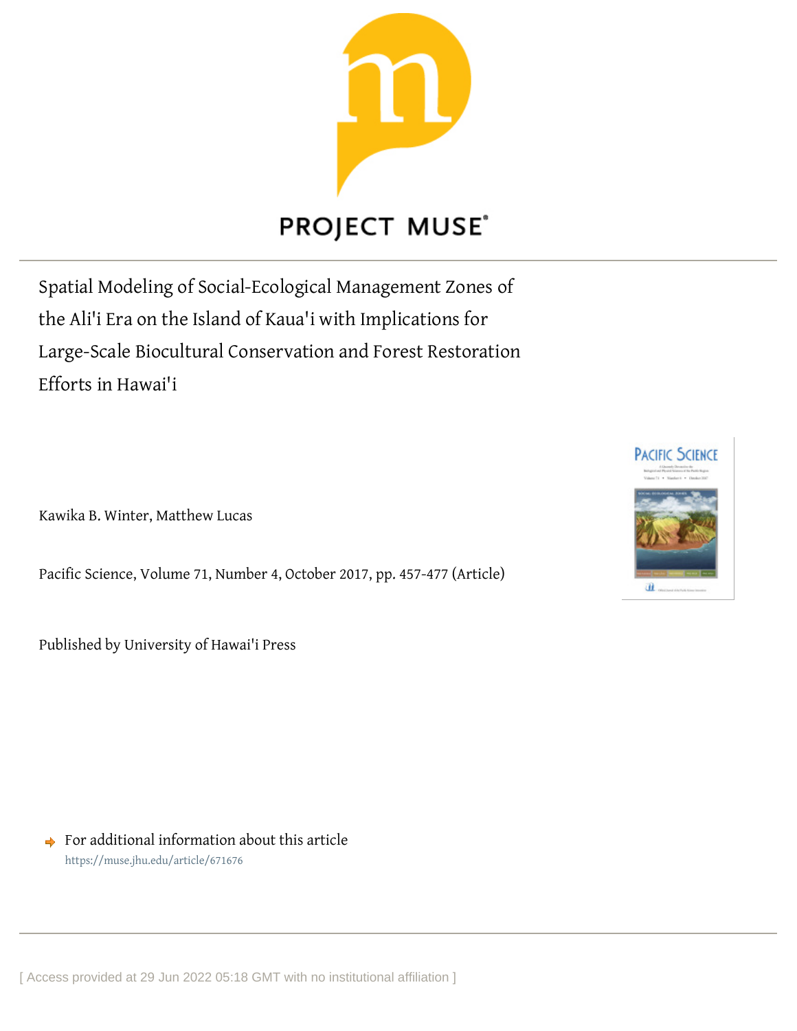PROJECT MUSE

# Spatial Modeling of Social-Ecological Management Zones of the Ali'i Era on the Island of Kaua'i with Implications for Large-Scale Biocultural Conservation and Forest Restoration Efforts in Hawai'i

Kawika B. Winter, Matthew Lucas

Pacific Science, Volume 71, Number 4, October 2017, pp. 457-477 (Article)

Published by University of Hawai'i Press

For additional information about this article
https://muse.jhu.edu/article/671676

[ Access provided at 29 Jun 2022 05:18 GMT with no institutional affiliation ]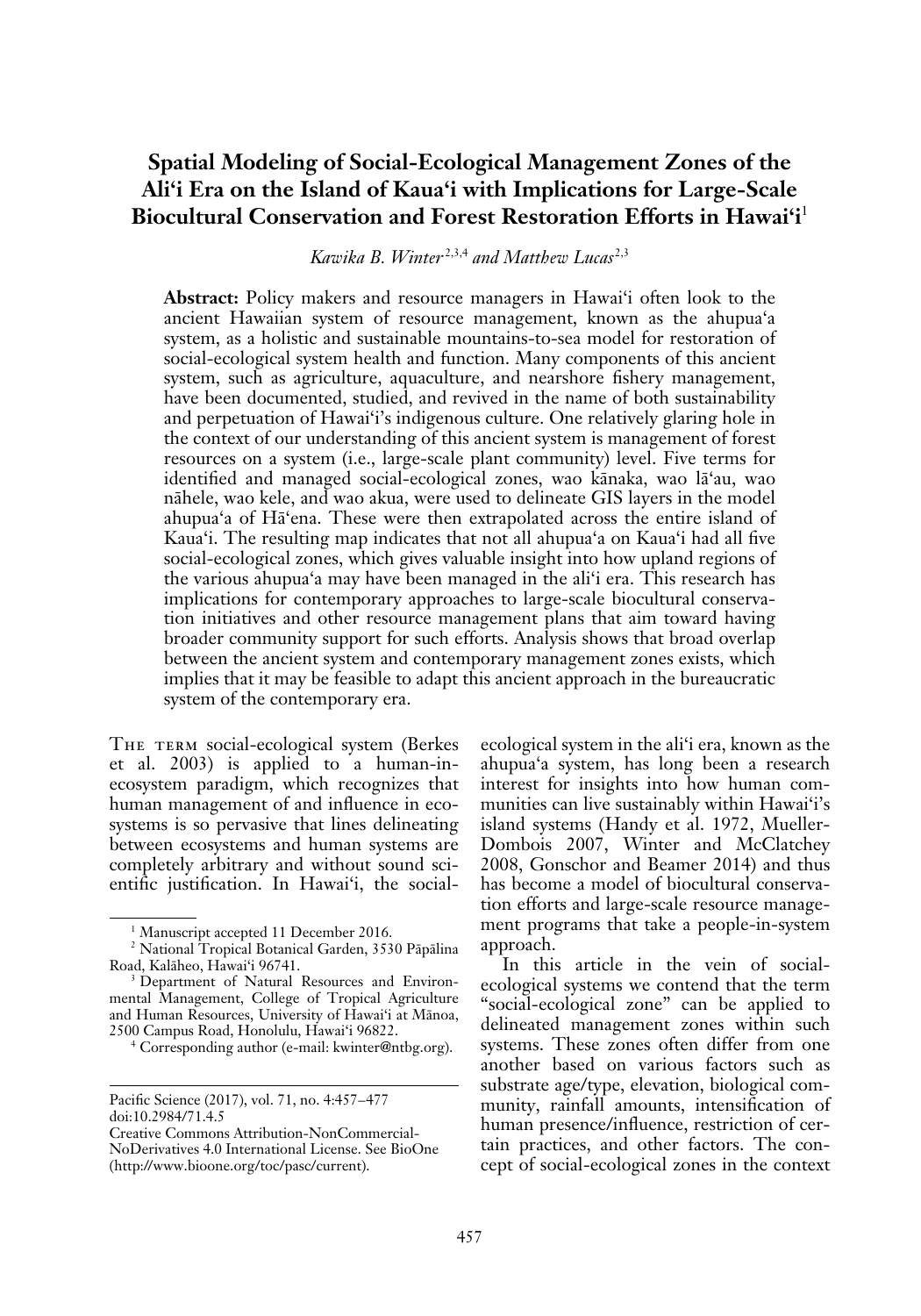# Spatial Modeling of Social-Ecological Management Zones of the Ali'i Era on the Island of Kaua'i with Implications for Large-Scale Biocultural Conservation and Forest Restoration Efforts in Hawai'i[1]

*Kawika B. Winter*[2,3,4] *and Matthew Lucas*[2,3]

**Abstract:** Policy makers and resource managers in Hawai'i often look to the ancient Hawaiian system of resource management, known as the ahupua'a system, as a holistic and sustainable mountains-to-sea model for restoration of social-ecological system health and function. Many components of this ancient system, such as agriculture, aquaculture, and nearshore fishery management, have been documented, studied, and revived in the name of both sustainability and perpetuation of Hawai'i's indigenous culture. One relatively glaring hole in the context of our understanding of this ancient system is management of forest resources on a system (i.e., large-scale plant community) level. Five terms for identified and managed social-ecological zones, wao kānaka, wao lā'au, wao nāhele, wao kele, and wao akua, were used to delineate GIS layers in the model ahupua'a of Hā'ena. These were then extrapolated across the entire island of Kaua'i. The resulting map indicates that not all ahupua'a on Kaua'i had all five social-ecological zones, which gives valuable insight into how upland regions of the various ahupua'a may have been managed in the ali'i era. This research has implications for contemporary approaches to large-scale biocultural conservation initiatives and other resource management plans that aim toward having broader community support for such efforts. Analysis shows that broad overlap between the ancient system and contemporary management zones exists, which implies that it may be feasible to adapt this ancient approach in the bureaucratic system of the contemporary era.

The term social-ecological system (Berkes et al. 2003) is applied to a human-in-ecosystem paradigm, which recognizes that human management of and influence in ecosystems is so pervasive that lines delineating between ecosystems and human systems are completely arbitrary and without sound scientific justification. In Hawai'i, the social-ecological system in the ali'i era, known as the ahupua'a system, has long been a research interest for insights into how human communities can live sustainably within Hawai'i's island systems (Handy et al. 1972, Mueller-Dombois 2007, Winter and McClatchey 2008, Gonschor and Beamer 2014) and thus has become a model of biocultural conservation efforts and large-scale resource management programs that take a people-in-system approach.

In this article in the vein of social-ecological systems we contend that the term "social-ecological zone" can be applied to delineated management zones within such systems. These zones often differ from one another based on various factors such as substrate age/type, elevation, biological community, rainfall amounts, intensification of human presence/influence, restriction of certain practices, and other factors. The concept of social-ecological zones in the context

---

[1] Manuscript accepted 11 December 2016.

[2] National Tropical Botanical Garden, 3530 Pāpālina Road, Kalāheo, Hawai'i 96741.

[3] Department of Natural Resources and Environmental Management, College of Tropical Agriculture and Human Resources, University of Hawai'i at Mānoa, 2500 Campus Road, Honolulu, Hawai'i 96822.

[4] Corresponding author (e-mail: kwinter@ntbg.org).

Pacific Science (2017), vol. 71, no. 4:457–477
doi:10.2984/71.4.5
Creative Commons Attribution-NonCommercial-NoDerivatives 4.0 International License. See BioOne (http://www.bioone.org/toc/pasc/current).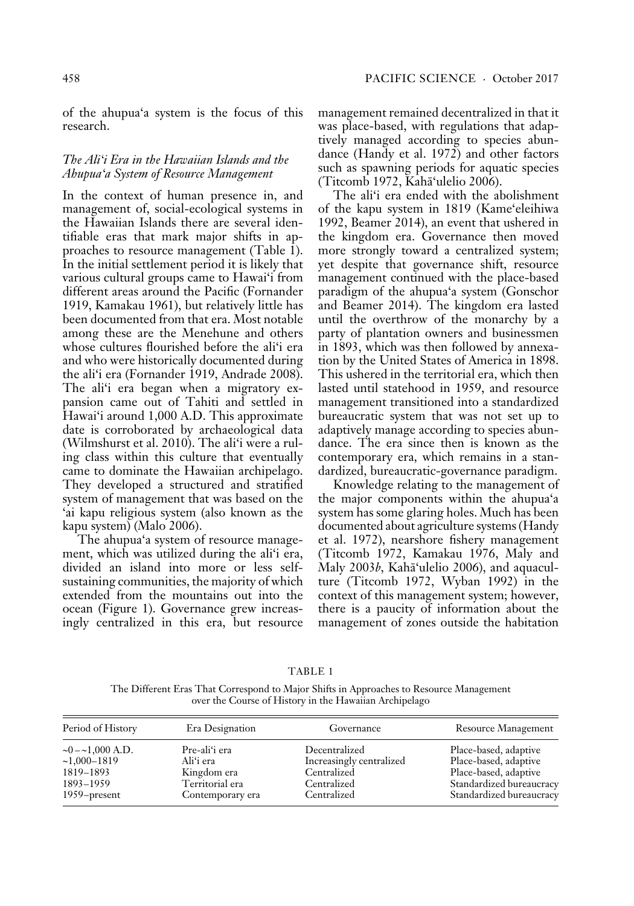of the ahupuaʻa system is the focus of this research.

### *The Aliʻi Era in the Hawaiian Islands and the Ahupuaʻa System of Resource Management*

In the context of human presence in, and management of, social-ecological systems in the Hawaiian Islands there are several identifiable eras that mark major shifts in approaches to resource management (Table 1). In the initial settlement period it is likely that various cultural groups came to Hawaiʻi from different areas around the Pacific (Fornander 1919, Kamakau 1961), but relatively little has been documented from that era. Most notable among these are the Menehune and others whose cultures flourished before the aliʻi era and who were historically documented during the aliʻi era (Fornander 1919, Andrade 2008). The aliʻi era began when a migratory expansion came out of Tahiti and settled in Hawaiʻi around 1,000 A.D. This approximate date is corroborated by archaeological data (Wilmshurst et al. 2010). The aliʻi were a ruling class within this culture that eventually came to dominate the Hawaiian archipelago. They developed a structured and stratified system of management that was based on the ʻai kapu religious system (also known as the kapu system) (Malo 2006).

The ahupuaʻa system of resource management, which was utilized during the aliʻi era, divided an island into more or less self-sustaining communities, the majority of which extended from the mountains out into the ocean (Figure 1). Governance grew increasingly centralized in this era, but resource management remained decentralized in that it was place-based, with regulations that adaptively managed according to species abundance (Handy et al. 1972) and other factors such as spawning periods for aquatic species (Titcomb 1972, Kahāʻulelio 2006).

The aliʻi era ended with the abolishment of the kapu system in 1819 (Kameʻeleihiwa 1992, Beamer 2014), an event that ushered in the kingdom era. Governance then moved more strongly toward a centralized system; yet despite that governance shift, resource management continued with the place-based paradigm of the ahupuaʻa system (Gonschor and Beamer 2014). The kingdom era lasted until the overthrow of the monarchy by a party of plantation owners and businessmen in 1893, which was then followed by annexation by the United States of America in 1898. This ushered in the territorial era, which then lasted until statehood in 1959, and resource management transitioned into a standardized bureaucratic system that was not set up to adaptively manage according to species abundance. The era since then is known as the contemporary era, which remains in a standardized, bureaucratic-governance paradigm.

Knowledge relating to the management of the major components within the ahupuaʻa system has some glaring holes. Much has been documented about agriculture systems (Handy et al. 1972), nearshore fishery management (Titcomb 1972, Kamakau 1976, Maly and Maly 2003*b*, Kahāʻulelio 2006), and aquaculture (Titcomb 1972, Wyban 1992) in the context of this management system; however, there is a paucity of information about the management of zones outside the habitation

TABLE 1

The Different Eras That Correspond to Major Shifts in Approaches to Resource Management over the Course of History in the Hawaiian Archipelago

| Period of History | Era Designation | Governance | Resource Management |
|---|---|---|---|
| ~0 – ~1,000 A.D. | Pre-aliʻi era | Decentralized | Place-based, adaptive |
| ~1,000–1819 | Aliʻi era | Increasingly centralized | Place-based, adaptive |
| 1819–1893 | Kingdom era | Centralized | Place-based, adaptive |
| 1893–1959 | Territorial era | Centralized | Standardized bureaucracy |
| 1959–present | Contemporary era | Centralized | Standardized bureaucracy |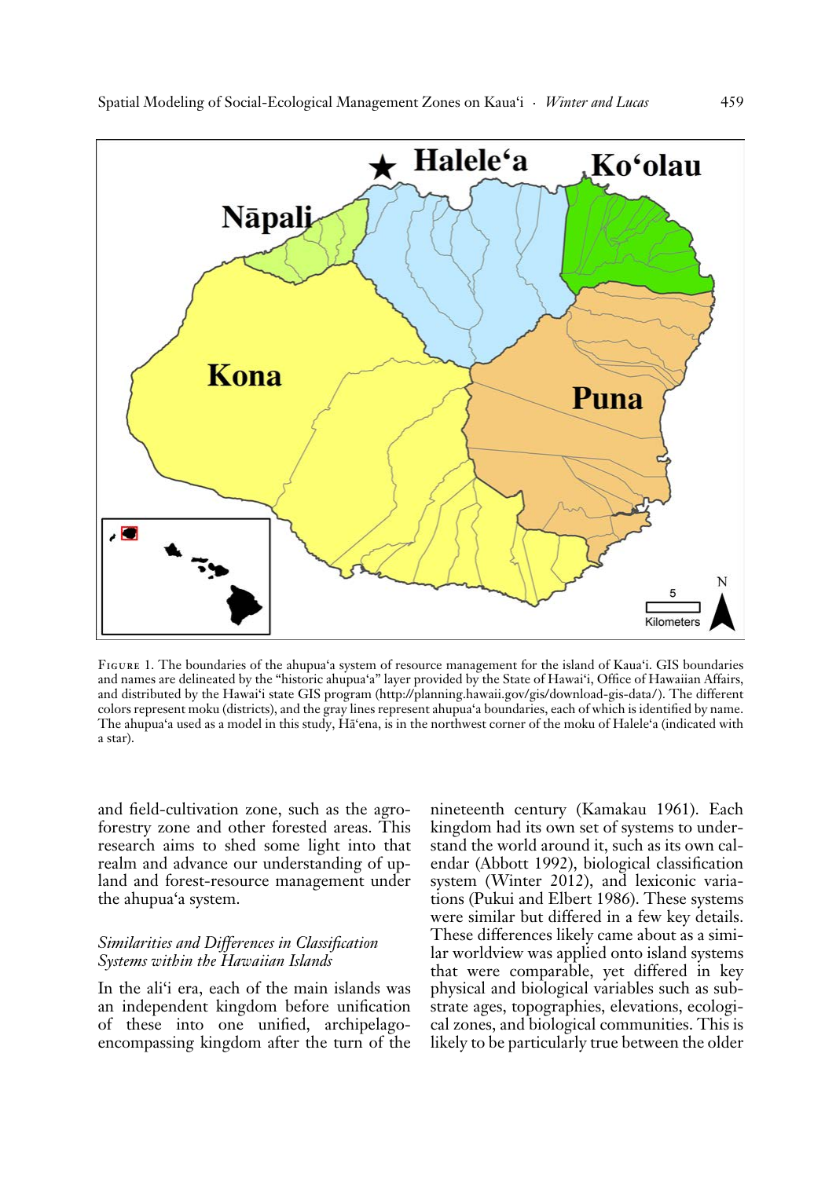FIGURE 1. The boundaries of the ahupuaʻa system of resource management for the island of Kauaʻi. GIS boundaries and names are delineated by the "historic ahupuaʻa" layer provided by the State of Hawaiʻi, Office of Hawaiian Affairs, and distributed by the Hawaiʻi state GIS program (http://planning.hawaii.gov/gis/download-gis-data/). The different colors represent moku (districts), and the gray lines represent ahupuaʻa boundaries, each of which is identified by name. The ahupuaʻa used as a model in this study, Hāʻena, is in the northwest corner of the moku of Haleleʻa (indicated with a star).

and field-cultivation zone, such as the agroforestry zone and other forested areas. This research aims to shed some light into that realm and advance our understanding of upland and forest-resource management under the ahupuaʻa system.

### *Similarities and Differences in Classification Systems within the Hawaiian Islands*

In the aliʻi era, each of the main islands was an independent kingdom before unification of these into one unified, archipelago-encompassing kingdom after the turn of the nineteenth century (Kamakau 1961). Each kingdom had its own set of systems to understand the world around it, such as its own calendar (Abbott 1992), biological classification system (Winter 2012), and lexiconic variations (Pukui and Elbert 1986). These systems were similar but differed in a few key details. These differences likely came about as a similar worldview was applied onto island systems that were comparable, yet differed in key physical and biological variables such as substrate ages, topographies, elevations, ecological zones, and biological communities. This is likely to be particularly true between the older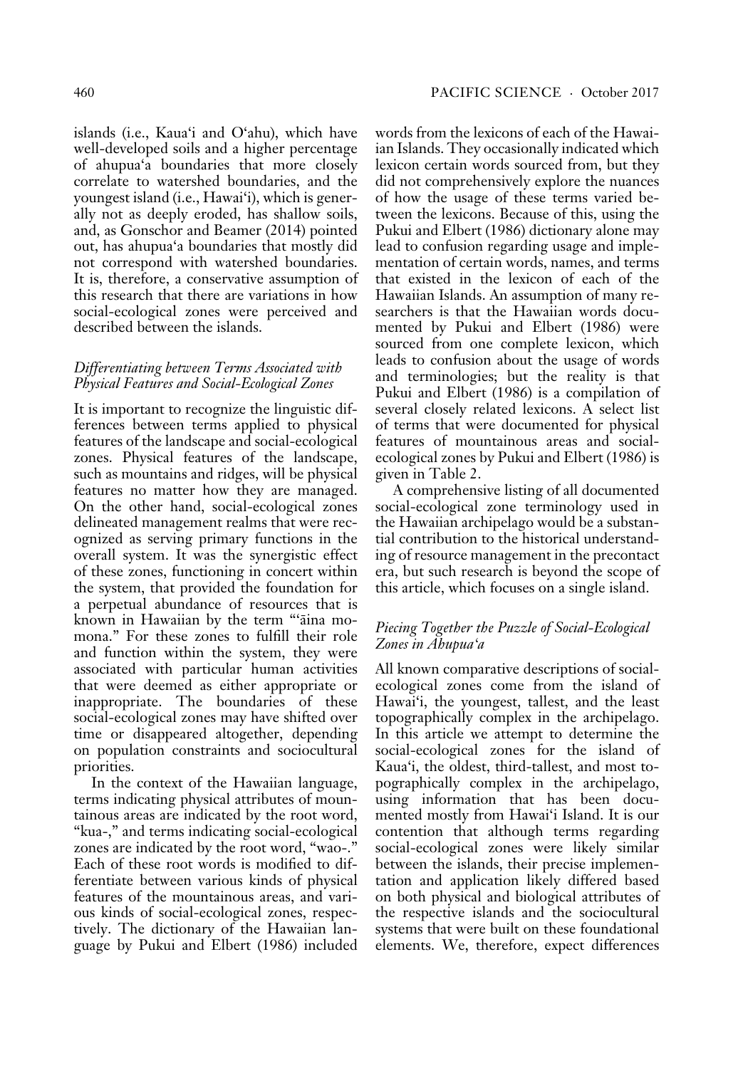islands (i.e., Kaua'i and O'ahu), which have well-developed soils and a higher percentage of ahupua'a boundaries that more closely correlate to watershed boundaries, and the youngest island (i.e., Hawai'i), which is generally not as deeply eroded, has shallow soils, and, as Gonschor and Beamer (2014) pointed out, has ahupua'a boundaries that mostly did not correspond with watershed boundaries. It is, therefore, a conservative assumption of this research that there are variations in how social-ecological zones were perceived and described between the islands.

### *Differentiating between Terms Associated with Physical Features and Social-Ecological Zones*

It is important to recognize the linguistic differences between terms applied to physical features of the landscape and social-ecological zones. Physical features of the landscape, such as mountains and ridges, will be physical features no matter how they are managed. On the other hand, social-ecological zones delineated management realms that were recognized as serving primary functions in the overall system. It was the synergistic effect of these zones, functioning in concert within the system, that provided the foundation for a perpetual abundance of resources that is known in Hawaiian by the term "'āina momona." For these zones to fulfill their role and function within the system, they were associated with particular human activities that were deemed as either appropriate or inappropriate. The boundaries of these social-ecological zones may have shifted over time or disappeared altogether, depending on population constraints and sociocultural priorities.

In the context of the Hawaiian language, terms indicating physical attributes of mountainous areas are indicated by the root word, "kua-," and terms indicating social-ecological zones are indicated by the root word, "wao-." Each of these root words is modified to differentiate between various kinds of physical features of the mountainous areas, and various kinds of social-ecological zones, respectively. The dictionary of the Hawaiian language by Pukui and Elbert (1986) included words from the lexicons of each of the Hawaiian Islands. They occasionally indicated which lexicon certain words sourced from, but they did not comprehensively explore the nuances of how the usage of these terms varied between the lexicons. Because of this, using the Pukui and Elbert (1986) dictionary alone may lead to confusion regarding usage and implementation of certain words, names, and terms that existed in the lexicon of each of the Hawaiian Islands. An assumption of many researchers is that the Hawaiian words documented by Pukui and Elbert (1986) were sourced from one complete lexicon, which leads to confusion about the usage of words and terminologies; but the reality is that Pukui and Elbert (1986) is a compilation of several closely related lexicons. A select list of terms that were documented for physical features of mountainous areas and social-ecological zones by Pukui and Elbert (1986) is given in Table 2.

A comprehensive listing of all documented social-ecological zone terminology used in the Hawaiian archipelago would be a substantial contribution to the historical understanding of resource management in the precontact era, but such research is beyond the scope of this article, which focuses on a single island.

### *Piecing Together the Puzzle of Social-Ecological Zones in Ahupua'a*

All known comparative descriptions of social-ecological zones come from the island of Hawai'i, the youngest, tallest, and the least topographically complex in the archipelago. In this article we attempt to determine the social-ecological zones for the island of Kaua'i, the oldest, third-tallest, and most topographically complex in the archipelago, using information that has been documented mostly from Hawai'i Island. It is our contention that although terms regarding social-ecological zones were likely similar between the islands, their precise implementation and application likely differed based on both physical and biological attributes of the respective islands and the sociocultural systems that were built on these foundational elements. We, therefore, expect differences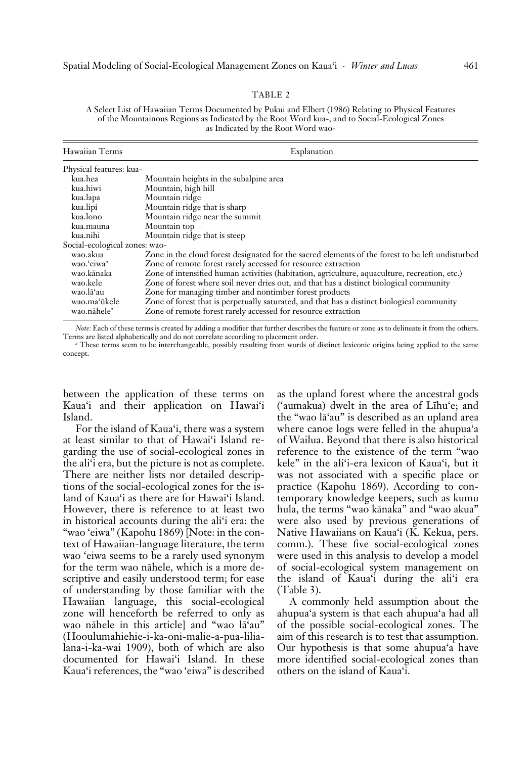TABLE 2

A Select List of Hawaiian Terms Documented by Pukui and Elbert (1986) Relating to Physical Features of the Mountainous Regions as Indicated by the Root Word kua-, and to Social-Ecological Zones as Indicated by the Root Word wao-

| Hawaiian Terms | Explanation |
|---|---|
| Physical features: kua- | |
| kua.hea | Mountain heights in the subalpine area |
| kua.hiwi | Mountain, high hill |
| kua.lapa | Mountain ridge |
| kua.lipi | Mountain ridge that is sharp |
| kua.lono | Mountain ridge near the summit |
| kua.mauna | Mountain top |
| kua.nihi | Mountain ridge that is steep |
| Social-ecological zones: wao- | |
| wao.akua | Zone in the cloud forest designated for the sacred elements of the forest to be left undisturbed |
| wao.ʻeiwa[a] | Zone of remote forest rarely accessed for resource extraction |
| wao.kānaka | Zone of intensified human activities (habitation, agriculture, aquaculture, recreation, etc.) |
| wao.kele | Zone of forest where soil never dries out, and that has a distinct biological community |
| wao.lāʻau | Zone for managing timber and nontimber forest products |
| wao.maʻūkele | Zone of forest that is perpetually saturated, and that has a distinct biological community |
| wao.nāhele[a] | Zone of remote forest rarely accessed for resource extraction |

*Note:* Each of these terms is created by adding a modifier that further describes the feature or zone as to delineate it from the others. Terms are listed alphabetically and do not correlate according to placement order.

[a] These terms seem to be interchangeable, possibly resulting from words of distinct lexiconic origins being applied to the same concept.

between the application of these terms on Kauaʻi and their application on Hawaiʻi Island.

For the island of Kauaʻi, there was a system at least similar to that of Hawaiʻi Island regarding the use of social-ecological zones in the aliʻi era, but the picture is not as complete. There are neither lists nor detailed descriptions of the social-ecological zones for the island of Kauaʻi as there are for Hawaiʻi Island. However, there is reference to at least two in historical accounts during the aliʻi era: the "wao ʻeiwa" (Kapohu 1869) [Note: in the context of Hawaiian-language literature, the term wao ʻeiwa seems to be a rarely used synonym for the term wao nāhele, which is a more descriptive and easily understood term; for ease of understanding by those familiar with the Hawaiian language, this social-ecological zone will henceforth be referred to only as wao nāhele in this article] and "wao lāʻau" (Hooulumahiehie-i-ka-oni-malie-a-pua-lilialana-i-ka-wai 1909), both of which are also documented for Hawaiʻi Island. In these Kauaʻi references, the "wao ʻeiwa" is described as the upland forest where the ancestral gods (ʻaumakua) dwelt in the area of Līhuʻe; and the "wao lāʻau" is described as an upland area where canoe logs were felled in the ahupuaʻa of Wailua. Beyond that there is also historical reference to the existence of the term "wao kele" in the aliʻi-era lexicon of Kauaʻi, but it was not associated with a specific place or practice (Kapohu 1869). According to contemporary knowledge keepers, such as kumu hula, the terms "wao kānaka" and "wao akua" were also used by previous generations of Native Hawaiians on Kauaʻi (K. Kekua, pers. comm.). These five social-ecological zones were used in this analysis to develop a model of social-ecological system management on the island of Kauaʻi during the aliʻi era (Table 3).

A commonly held assumption about the ahupuaʻa system is that each ahupuaʻa had all of the possible social-ecological zones. The aim of this research is to test that assumption. Our hypothesis is that some ahupuaʻa have more identified social-ecological zones than others on the island of Kauaʻi.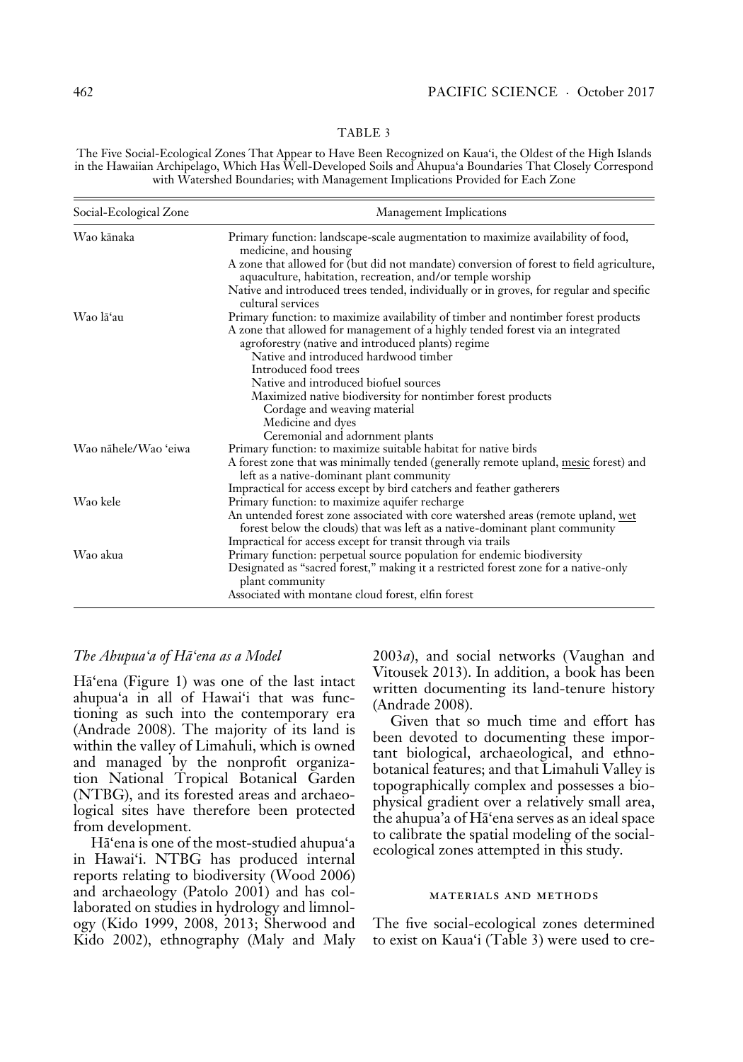TABLE 3

The Five Social-Ecological Zones That Appear to Have Been Recognized on Kaua'i, the Oldest of the High Islands in the Hawaiian Archipelago, Which Has Well-Developed Soils and Ahupua'a Boundaries That Closely Correspond with Watershed Boundaries; with Management Implications Provided for Each Zone

| Social-Ecological Zone | Management Implications |
| --- | --- |
| Wao kānaka | Primary function: landscape-scale augmentation to maximize availability of food, medicine, and housing<br>A zone that allowed for (but did not mandate) conversion of forest to field agriculture, aquaculture, habitation, recreation, and/or temple worship<br>Native and introduced trees tended, individually or in groves, for regular and specific cultural services |
| Wao lā'au | Primary function: to maximize availability of timber and nontimber forest products<br>A zone that allowed for management of a highly tended forest via an integrated agroforestry (native and introduced plants) regime<br>Native and introduced hardwood timber<br>Introduced food trees<br>Native and introduced biofuel sources<br>Maximized native biodiversity for nontimber forest products<br>Cordage and weaving material<br>Medicine and dyes<br>Ceremonial and adornment plants |
| Wao nāhele/Wao 'eiwa | Primary function: to maximize suitable habitat for native birds<br>A forest zone that was minimally tended (generally remote upland, <u>mesic</u> forest) and left as a native-dominant plant community<br>Impractical for access except by bird catchers and feather gatherers |
| Wao kele | Primary function: to maximize aquifer recharge<br>An untended forest zone associated with core watershed areas (remote upland, <u>wet</u> forest below the clouds) that was left as a native-dominant plant community<br>Impractical for access except for transit through via trails |
| Wao akua | Primary function: perpetual source population for endemic biodiversity<br>Designated as "sacred forest," making it a restricted forest zone for a native-only plant community<br>Associated with montane cloud forest, elfin forest |

### *The Ahupua'a of Hā'ena as a Model*

Hā'ena (Figure 1) was one of the last intact ahupua'a in all of Hawai'i that was functioning as such into the contemporary era (Andrade 2008). The majority of its land is within the valley of Limahuli, which is owned and managed by the nonprofit organization National Tropical Botanical Garden (NTBG), and its forested areas and archaeological sites have therefore been protected from development.

Hā'ena is one of the most-studied ahupua'a in Hawai'i. NTBG has produced internal reports relating to biodiversity (Wood 2006) and archaeology (Patolo 2001) and has collaborated on studies in hydrology and limnology (Kido 1999, 2008, 2013; Sherwood and Kido 2002), ethnography (Maly and Maly 2003*a*), and social networks (Vaughan and Vitousek 2013). In addition, a book has been written documenting its land-tenure history (Andrade 2008).

Given that so much time and effort has been devoted to documenting these important biological, archaeological, and ethnobotanical features; and that Limahuli Valley is topographically complex and possesses a biophysical gradient over a relatively small area, the ahupua'a of Hā'ena serves as an ideal space to calibrate the spatial modeling of the social-ecological zones attempted in this study.

## MATERIALS AND METHODS

The five social-ecological zones determined to exist on Kaua'i (Table 3) were used to cre-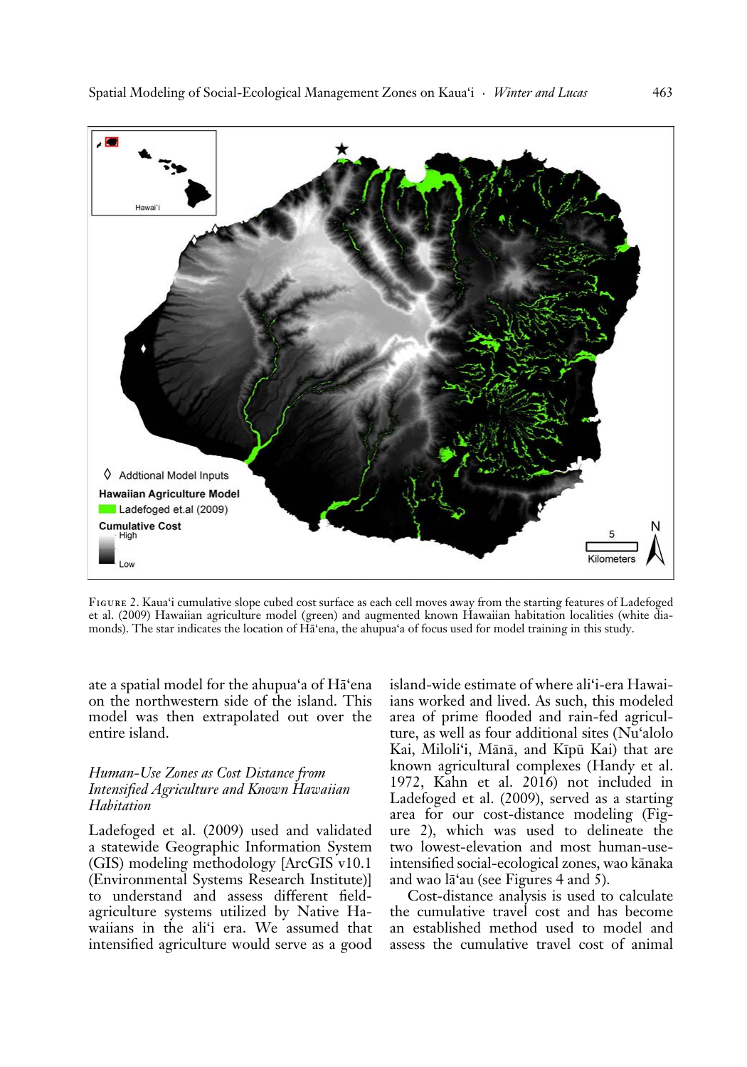FIGURE 2. Kaua'i cumulative slope cubed cost surface as each cell moves away from the starting features of Ladefoged et al. (2009) Hawaiian agriculture model (green) and augmented known Hawaiian habitation localities (white diamonds). The star indicates the location of Hā'ena, the ahupua'a of focus used for model training in this study.

ate a spatial model for the ahupua'a of Hā'ena on the northwestern side of the island. This model was then extrapolated out over the entire island.

### *Human-Use Zones as Cost Distance from Intensified Agriculture and Known Hawaiian Habitation*

Ladefoged et al. (2009) used and validated a statewide Geographic Information System (GIS) modeling methodology [ArcGIS v10.1 (Environmental Systems Research Institute)] to understand and assess different field-agriculture systems utilized by Native Hawaiians in the ali'i era. We assumed that intensified agriculture would serve as a good island-wide estimate of where ali'i-era Hawaiians worked and lived. As such, this modeled area of prime flooded and rain-fed agriculture, as well as four additional sites (Nu'alolo Kai, Miloli'i, Mānā, and Kīpū Kai) that are known agricultural complexes (Handy et al. 1972, Kahn et al. 2016) not included in Ladefoged et al. (2009), served as a starting area for our cost-distance modeling (Figure 2), which was used to delineate the two lowest-elevation and most human-use-intensified social-ecological zones, wao kānaka and wao lā'au (see Figures 4 and 5).

Cost-distance analysis is used to calculate the cumulative travel cost and has become an established method used to model and assess the cumulative travel cost of animal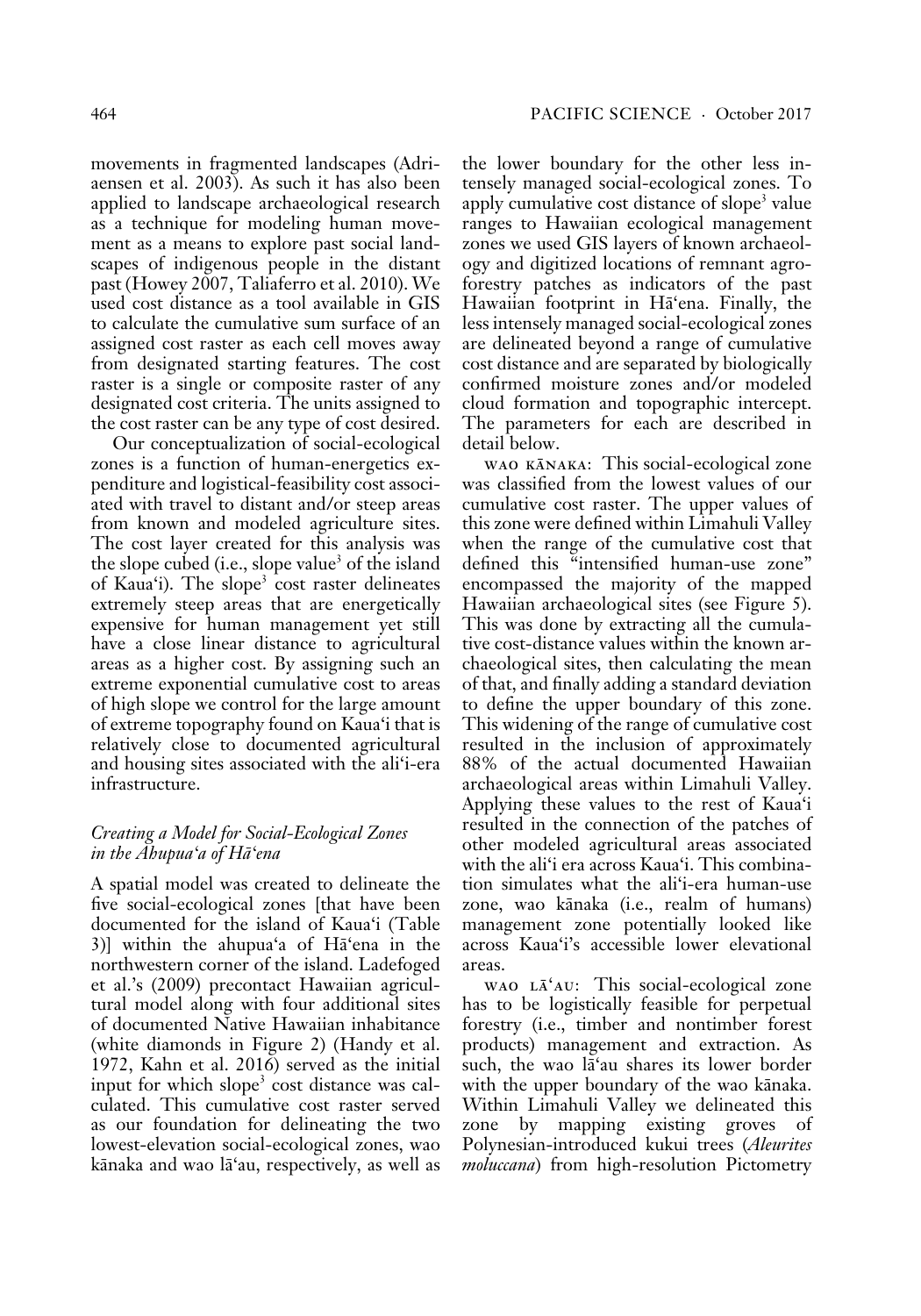movements in fragmented landscapes (Adriaensen et al. 2003). As such it has also been applied to landscape archaeological research as a technique for modeling human movement as a means to explore past social landscapes of indigenous people in the distant past (Howey 2007, Taliaferro et al. 2010). We used cost distance as a tool available in GIS to calculate the cumulative sum surface of an assigned cost raster as each cell moves away from designated starting features. The cost raster is a single or composite raster of any designated cost criteria. The units assigned to the cost raster can be any type of cost desired.

Our conceptualization of social-ecological zones is a function of human-energetics expenditure and logistical-feasibility cost associated with travel to distant and/or steep areas from known and modeled agriculture sites. The cost layer created for this analysis was the slope cubed (i.e., slope value$^3$ of the island of Kaua'i). The slope$^3$ cost raster delineates extremely steep areas that are energetically expensive for human management yet still have a close linear distance to agricultural areas as a higher cost. By assigning such an extreme exponential cumulative cost to areas of high slope we control for the large amount of extreme topography found on Kaua'i that is relatively close to documented agricultural and housing sites associated with the ali'i-era infrastructure.

### *Creating a Model for Social-Ecological Zones in the Ahupua'a of Hā'ena*

A spatial model was created to delineate the five social-ecological zones [that have been documented for the island of Kaua'i (Table 3)] within the ahupua'a of Hā'ena in the northwestern corner of the island. Ladefoged et al.'s (2009) precontact Hawaiian agricultural model along with four additional sites of documented Native Hawaiian inhabitance (white diamonds in Figure 2) (Handy et al. 1972, Kahn et al. 2016) served as the initial input for which slope$^3$ cost distance was calculated. This cumulative cost raster served as our foundation for delineating the two lowest-elevation social-ecological zones, wao kānaka and wao lā'au, respectively, as well as the lower boundary for the other less intensely managed social-ecological zones. To apply cumulative cost distance of slope$^3$ value ranges to Hawaiian ecological management zones we used GIS layers of known archaeology and digitized locations of remnant agroforestry patches as indicators of the past Hawaiian footprint in Hā'ena. Finally, the less intensely managed social-ecological zones are delineated beyond a range of cumulative cost distance and are separated by biologically confirmed moisture zones and/or modeled cloud formation and topographic intercept. The parameters for each are described in detail below.

WAO KĀNAKA: This social-ecological zone was classified from the lowest values of our cumulative cost raster. The upper values of this zone were defined within Limahuli Valley when the range of the cumulative cost that defined this "intensified human-use zone" encompassed the majority of the mapped Hawaiian archaeological sites (see Figure 5). This was done by extracting all the cumulative cost-distance values within the known archaeological sites, then calculating the mean of that, and finally adding a standard deviation to define the upper boundary of this zone. This widening of the range of cumulative cost resulted in the inclusion of approximately 88% of the actual documented Hawaiian archaeological areas within Limahuli Valley. Applying these values to the rest of Kaua'i resulted in the connection of the patches of other modeled agricultural areas associated with the ali'i era across Kaua'i. This combination simulates what the ali'i-era human-use zone, wao kānaka (i.e., realm of humans) management zone potentially looked like across Kaua'i's accessible lower elevational areas.

WAO LĀ'AU: This social-ecological zone has to be logistically feasible for perpetual forestry (i.e., timber and nontimber forest products) management and extraction. As such, the wao lā'au shares its lower border with the upper boundary of the wao kānaka. Within Limahuli Valley we delineated this zone by mapping existing groves of Polynesian-introduced kukui trees (*Aleurites moluccana*) from high-resolution Pictometry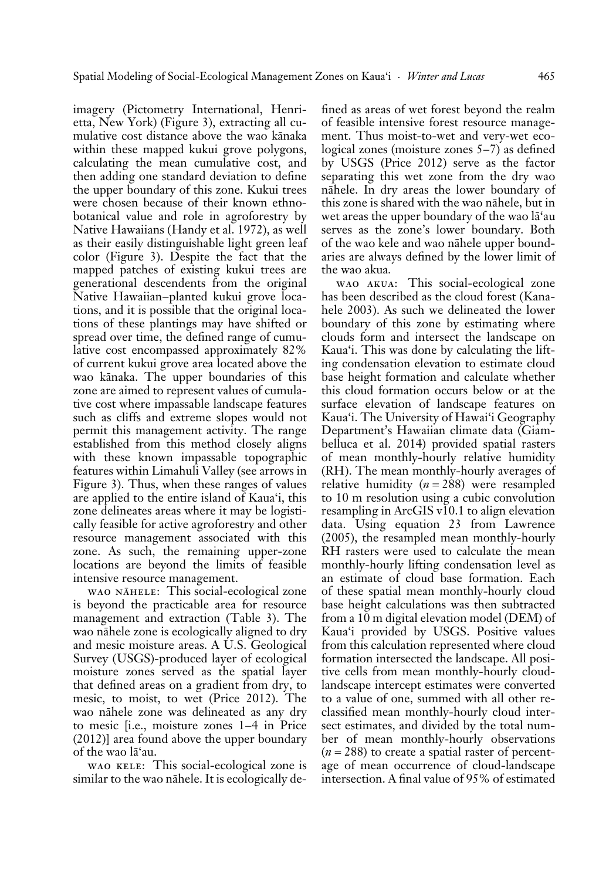imagery (Pictometry International, Henrietta, New York) (Figure 3), extracting all cumulative cost distance above the wao kānaka within these mapped kukui grove polygons, calculating the mean cumulative cost, and then adding one standard deviation to define the upper boundary of this zone. Kukui trees were chosen because of their known ethnobotanical value and role in agroforestry by Native Hawaiians (Handy et al. 1972), as well as their easily distinguishable light green leaf color (Figure 3). Despite the fact that the mapped patches of existing kukui trees are generational descendents from the original Native Hawaiian–planted kukui grove locations, and it is possible that the original locations of these plantings may have shifted or spread over time, the defined range of cumulative cost encompassed approximately 82% of current kukui grove area located above the wao kānaka. The upper boundaries of this zone are aimed to represent values of cumulative cost where impassable landscape features such as cliffs and extreme slopes would not permit this management activity. The range established from this method closely aligns with these known impassable topographic features within Limahuli Valley (see arrows in Figure 3). Thus, when these ranges of values are applied to the entire island of Kaua'i, this zone delineates areas where it may be logistically feasible for active agroforestry and other resource management associated with this zone. As such, the remaining upper-zone locations are beyond the limits of feasible intensive resource management.

Wao nāhele: This social-ecological zone is beyond the practicable area for resource management and extraction (Table 3). The wao nāhele zone is ecologically aligned to dry and mesic moisture areas. A U.S. Geological Survey (USGS)-produced layer of ecological moisture zones served as the spatial layer that defined areas on a gradient from dry, to mesic, to moist, to wet (Price 2012). The wao nāhele zone was delineated as any dry to mesic [i.e., moisture zones 1–4 in Price (2012)] area found above the upper boundary of the wao lā'au.

Wao kele: This social-ecological zone is similar to the wao nāhele. It is ecologically defined as areas of wet forest beyond the realm of feasible intensive forest resource management. Thus moist-to-wet and very-wet ecological zones (moisture zones 5–7) as defined by USGS (Price 2012) serve as the factor separating this wet zone from the dry wao nāhele. In dry areas the lower boundary of this zone is shared with the wao nāhele, but in wet areas the upper boundary of the wao lā'au serves as the zone's lower boundary. Both of the wao kele and wao nāhele upper boundaries are always defined by the lower limit of the wao akua.

Wao akua: This social-ecological zone has been described as the cloud forest (Kanahele 2003). As such we delineated the lower boundary of this zone by estimating where clouds form and intersect the landscape on Kaua'i. This was done by calculating the lifting condensation elevation to estimate cloud base height formation and calculate whether this cloud formation occurs below or at the surface elevation of landscape features on Kaua'i. The University of Hawai'i Geography Department's Hawaiian climate data (Giambelluca et al. 2014) provided spatial rasters of mean monthly-hourly relative humidity (RH). The mean monthly-hourly averages of relative humidity ($n = 288$) were resampled to 10 m resolution using a cubic convolution resampling in ArcGIS v10.1 to align elevation data. Using equation 23 from Lawrence (2005), the resampled mean monthly-hourly RH rasters were used to calculate the mean monthly-hourly lifting condensation level as an estimate of cloud base formation. Each of these spatial mean monthly-hourly cloud base height calculations was then subtracted from a 10 m digital elevation model (DEM) of Kaua'i provided by USGS. Positive values from this calculation represented where cloud formation intersected the landscape. All positive cells from mean monthly-hourly cloud-landscape intercept estimates were converted to a value of one, summed with all other reclassified mean monthly-hourly cloud intersect estimates, and divided by the total number of mean monthly-hourly observations ($n = 288$) to create a spatial raster of percentage of mean occurrence of cloud-landscape intersection. A final value of 95% of estimated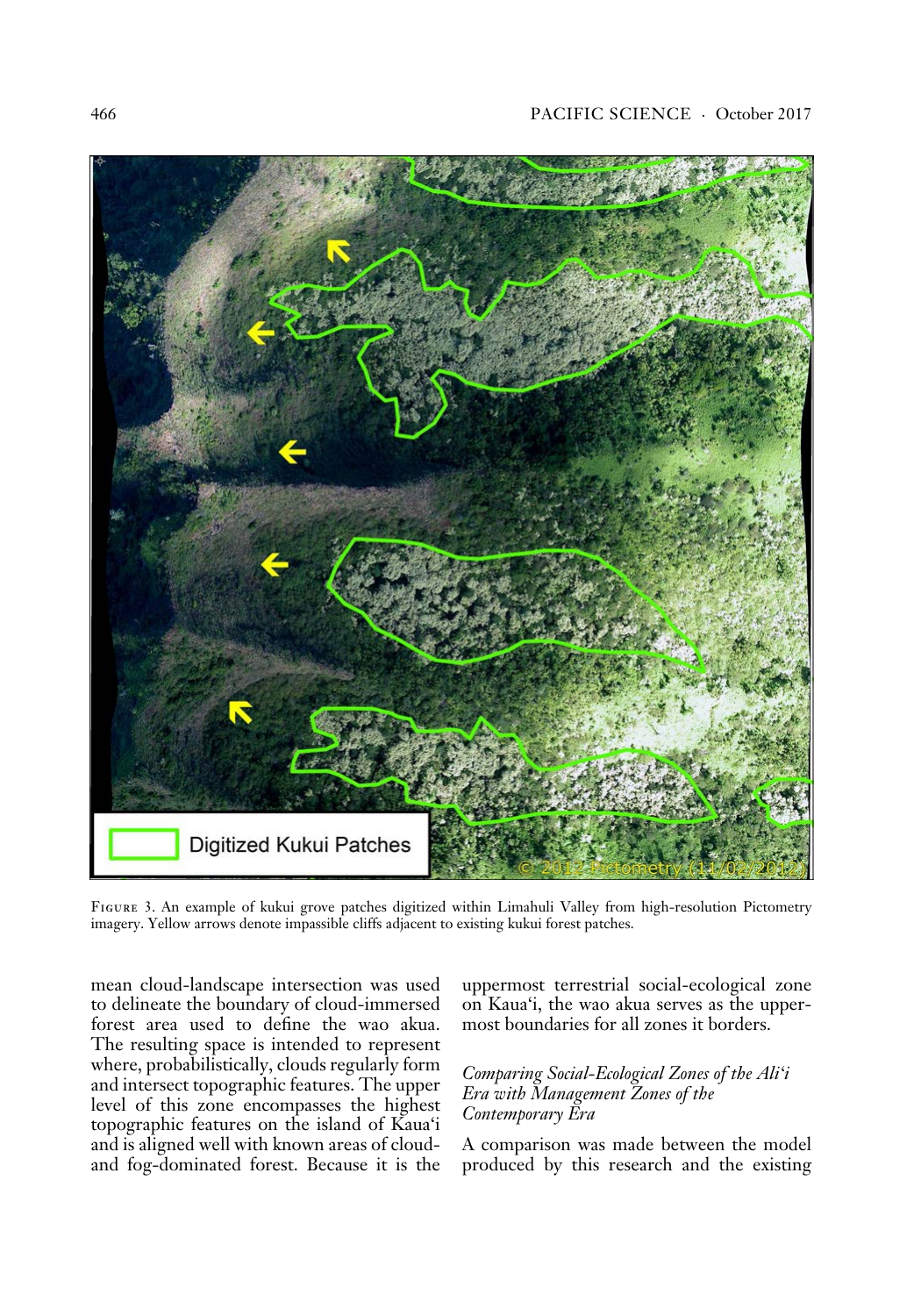FIGURE 3. An example of kukui grove patches digitized within Limahuli Valley from high-resolution Pictometry imagery. Yellow arrows denote impassible cliffs adjacent to existing kukui forest patches.

mean cloud-landscape intersection was used to delineate the boundary of cloud-immersed forest area used to define the wao akua. The resulting space is intended to represent where, probabilistically, clouds regularly form and intersect topographic features. The upper level of this zone encompasses the highest topographic features on the island of Kaua'i and is aligned well with known areas of cloud- and fog-dominated forest. Because it is the uppermost terrestrial social-ecological zone on Kaua'i, the wao akua serves as the uppermost boundaries for all zones it borders.

### *Comparing Social-Ecological Zones of the Ali'i Era with Management Zones of the Contemporary Era*

A comparison was made between the model produced by this research and the existing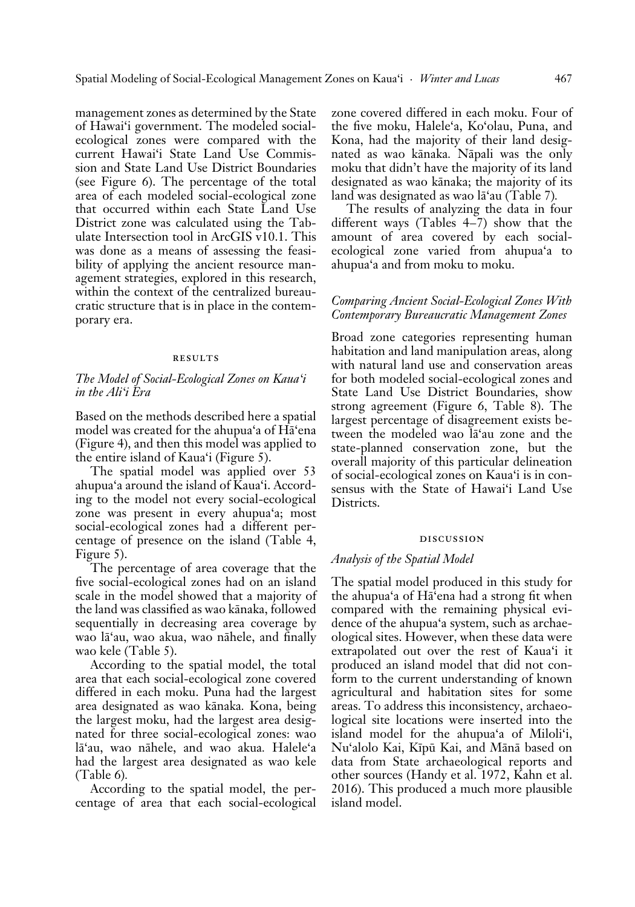management zones as determined by the State of Hawai'i government. The modeled social-ecological zones were compared with the current Hawai'i State Land Use Commission and State Land Use District Boundaries (see Figure 6). The percentage of the total area of each modeled social-ecological zone that occurred within each State Land Use District zone was calculated using the Tabulate Intersection tool in ArcGIS v10.1. This was done as a means of assessing the feasibility of applying the ancient resource management strategies, explored in this research, within the context of the centralized bureaucratic structure that is in place in the contemporary era.

## RESULTS

### *The Model of Social-Ecological Zones on Kaua'i in the Ali'i Era*

Based on the methods described here a spatial model was created for the ahupua'a of Hā'ena (Figure 4), and then this model was applied to the entire island of Kaua'i (Figure 5).

The spatial model was applied over 53 ahupua'a around the island of Kaua'i. According to the model not every social-ecological zone was present in every ahupua'a; most social-ecological zones had a different percentage of presence on the island (Table 4, Figure 5).

The percentage of area coverage that the five social-ecological zones had on an island scale in the model showed that a majority of the land was classified as wao kānaka, followed sequentially in decreasing area coverage by wao lā'au, wao akua, wao nāhele, and finally wao kele (Table 5).

According to the spatial model, the total area that each social-ecological zone covered differed in each moku. Puna had the largest area designated as wao kānaka. Kona, being the largest moku, had the largest area designated for three social-ecological zones: wao lā'au, wao nāhele, and wao akua. Halele'a had the largest area designated as wao kele (Table 6).

According to the spatial model, the percentage of area that each social-ecological zone covered differed in each moku. Four of the five moku, Halele'a, Ko'olau, Puna, and Kona, had the majority of their land designated as wao kānaka. Nāpali was the only moku that didn't have the majority of its land designated as wao kānaka; the majority of its land was designated as wao lā'au (Table 7).

The results of analyzing the data in four different ways (Tables 4–7) show that the amount of area covered by each social-ecological zone varied from ahupua'a to ahupua'a and from moku to moku.

### *Comparing Ancient Social-Ecological Zones With Contemporary Bureaucratic Management Zones*

Broad zone categories representing human habitation and land manipulation areas, along with natural land use and conservation areas for both modeled social-ecological zones and State Land Use District Boundaries, show strong agreement (Figure 6, Table 8). The largest percentage of disagreement exists between the modeled wao lā'au zone and the state-planned conservation zone, but the overall majority of this particular delineation of social-ecological zones on Kaua'i is in consensus with the State of Hawai'i Land Use Districts.

## DISCUSSION

### *Analysis of the Spatial Model*

The spatial model produced in this study for the ahupua'a of Hā'ena had a strong fit when compared with the remaining physical evidence of the ahupua'a system, such as archaeological sites. However, when these data were extrapolated out over the rest of Kaua'i it produced an island model that did not conform to the current understanding of known agricultural and habitation sites for some areas. To address this inconsistency, archaeological site locations were inserted into the island model for the ahupua'a of Miloli'i, Nu'alolo Kai, Kīpū Kai, and Mānā based on data from State archaeological reports and other sources (Handy et al. 1972, Kahn et al. 2016). This produced a much more plausible island model.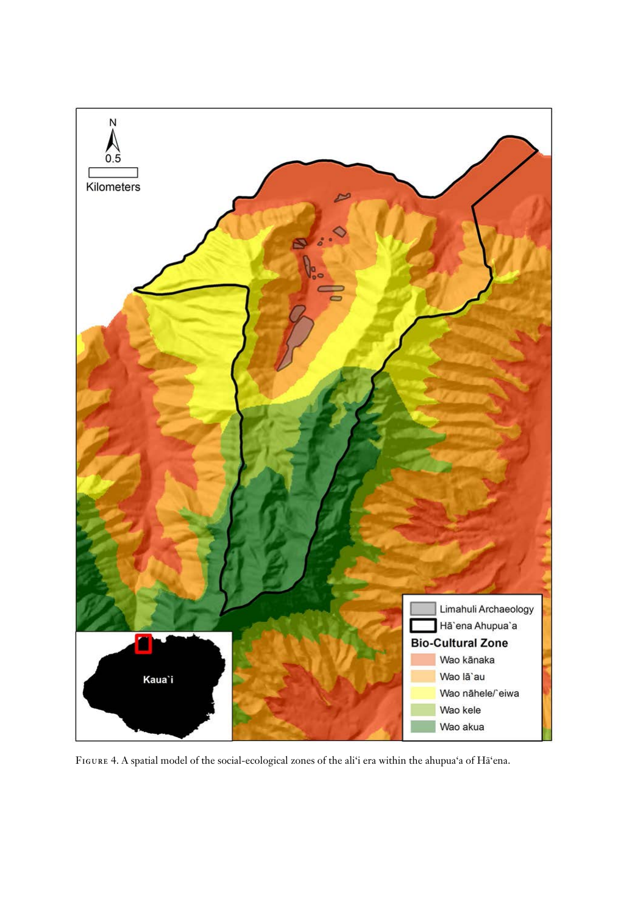Figure 4. A spatial model of the social-ecological zones of the aliʻi era within the ahupuaʻa of Hāʻena.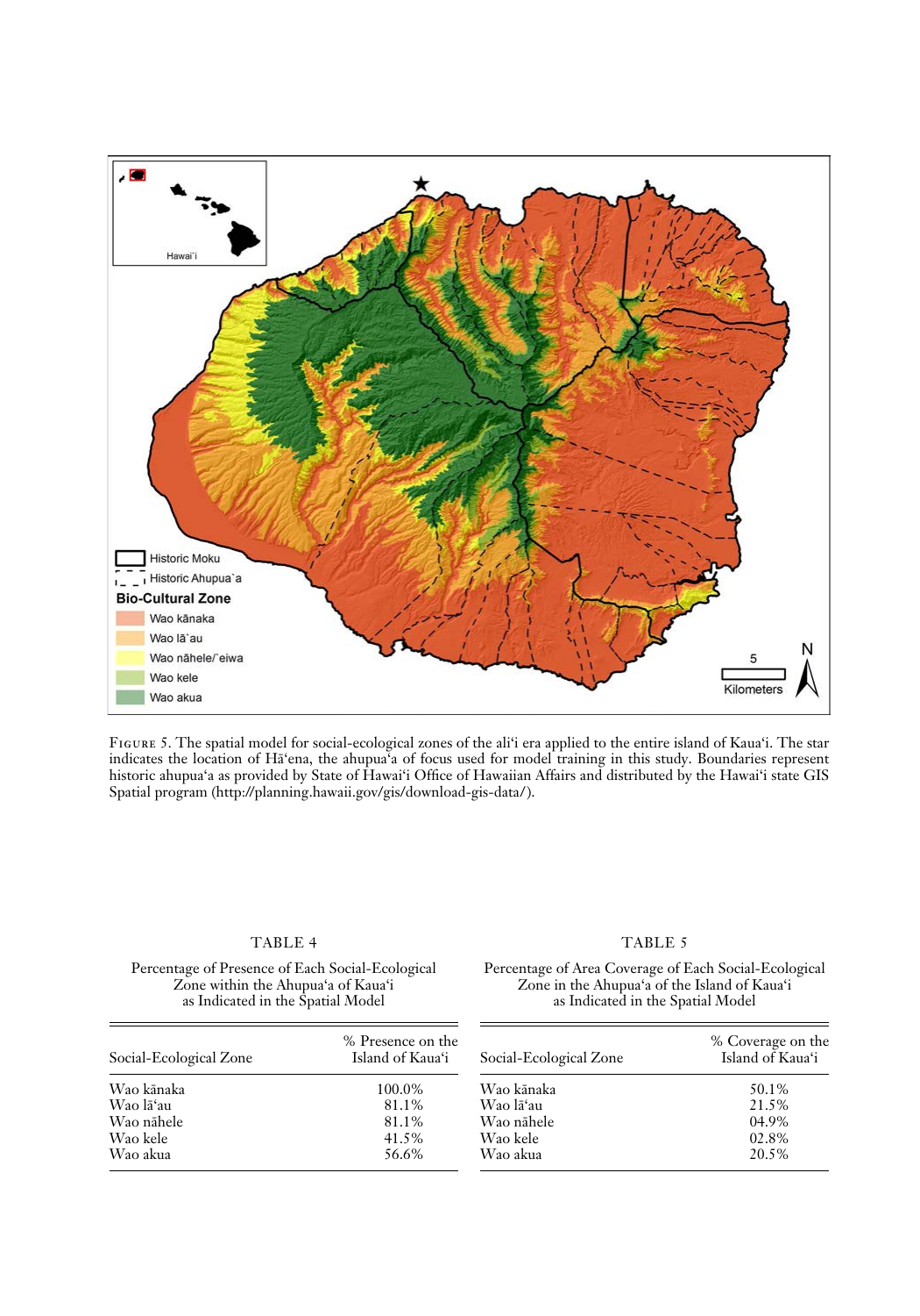Figure 5. The spatial model for social-ecological zones of the ali'i era applied to the entire island of Kaua'i. The star indicates the location of Hā'ena, the ahupua'a of focus used for model training in this study. Boundaries represent historic ahupua'a as provided by State of Hawai'i Office of Hawaiian Affairs and distributed by the Hawai'i state GIS Spatial program (http://planning.hawaii.gov/gis/download-gis-data/).

TABLE 4

Percentage of Presence of Each Social-Ecological Zone within the Ahupua'a of Kaua'i as Indicated in the Spatial Model

| Social-Ecological Zone | % Presence on the Island of Kaua'i |
|---|---|
| Wao kānaka | 100.0% |
| Wao lā'au | 81.1% |
| Wao nāhele | 81.1% |
| Wao kele | 41.5% |
| Wao akua | 56.6% |

TABLE 5

Percentage of Area Coverage of Each Social-Ecological Zone in the Ahupua'a of the Island of Kaua'i as Indicated in the Spatial Model

| Social-Ecological Zone | % Coverage on the Island of Kaua'i |
|---|---|
| Wao kānaka | 50.1% |
| Wao lā'au | 21.5% |
| Wao nāhele | 04.9% |
| Wao kele | 02.8% |
| Wao akua | 20.5% |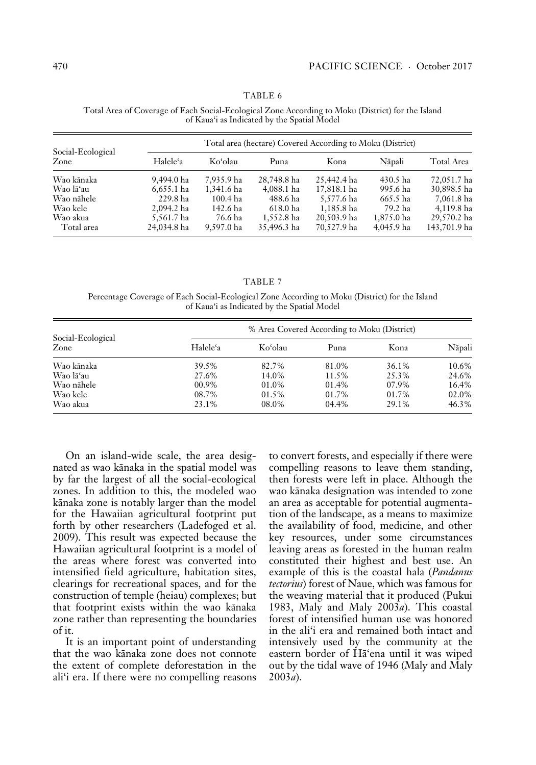TABLE 6

Total Area of Coverage of Each Social-Ecological Zone According to Moku (District) for the Island of Kaua'i as Indicated by the Spatial Model

| Social-Ecological Zone | Total area (hectare) Covered According to Moku (District) | | | | | |
|---|---|---|---|---|---|---|
| | Halele'a | Ko'olau | Puna | Kona | Nāpali | Total Area |
| Wao kānaka | 9,494.0 ha | 7,935.9 ha | 28,748.8 ha | 25,442.4 ha | 430.5 ha | 72,051.7 ha |
| Wao lā'au | 6,655.1 ha | 1,341.6 ha | 4,088.1 ha | 17,818.1 ha | 995.6 ha | 30,898.5 ha |
| Wao nāhele | 229.8 ha | 100.4 ha | 488.6 ha | 5,577.6 ha | 665.5 ha | 7,061.8 ha |
| Wao kele | 2,094.2 ha | 142.6 ha | 618.0 ha | 1,185.8 ha | 79.2 ha | 4,119.8 ha |
| Wao akua | 5,561.7 ha | 76.6 ha | 1,552.8 ha | 20,503.9 ha | 1,875.0 ha | 29,570.2 ha |
| Total area | 24,034.8 ha | 9,597.0 ha | 35,496.3 ha | 70,527.9 ha | 4,045.9 ha | 143,701.9 ha |

TABLE 7

Percentage Coverage of Each Social-Ecological Zone According to Moku (District) for the Island of Kaua'i as Indicated by the Spatial Model

| Social-Ecological Zone | % Area Covered According to Moku (District) | | | | |
|---|---|---|---|---|---|
| | Halele'a | Ko'olau | Puna | Kona | Nāpali |
| Wao kānaka | 39.5% | 82.7% | 81.0% | 36.1% | 10.6% |
| Wao lā'au | 27.6% | 14.0% | 11.5% | 25.3% | 24.6% |
| Wao nāhele | 00.9% | 01.0% | 01.4% | 07.9% | 16.4% |
| Wao kele | 08.7% | 01.5% | 01.7% | 01.7% | 02.0% |
| Wao akua | 23.1% | 08.0% | 04.4% | 29.1% | 46.3% |

On an island-wide scale, the area designated as wao kānaka in the spatial model was by far the largest of all the social-ecological zones. In addition to this, the modeled wao kānaka zone is notably larger than the model for the Hawaiian agricultural footprint put forth by other researchers (Ladefoged et al. 2009). This result was expected because the Hawaiian agricultural footprint is a model of the areas where forest was converted into intensified field agriculture, habitation sites, clearings for recreational spaces, and for the construction of temple (heiau) complexes; but that footprint exists within the wao kānaka zone rather than representing the boundaries of it.

It is an important point of understanding that the wao kānaka zone does not connote the extent of complete deforestation in the ali'i era. If there were no compelling reasons to convert forests, and especially if there were compelling reasons to leave them standing, then forests were left in place. Although the wao kānaka designation was intended to zone an area as acceptable for potential augmentation of the landscape, as a means to maximize the availability of food, medicine, and other key resources, under some circumstances leaving areas as forested in the human realm constituted their highest and best use. An example of this is the coastal hala (*Pandanus tectorius*) forest of Naue, which was famous for the weaving material that it produced (Pukui 1983, Maly and Maly 2003*a*). This coastal forest of intensified human use was honored in the ali'i era and remained both intact and intensively used by the community at the eastern border of Hā'ena until it was wiped out by the tidal wave of 1946 (Maly and Maly 2003*a*).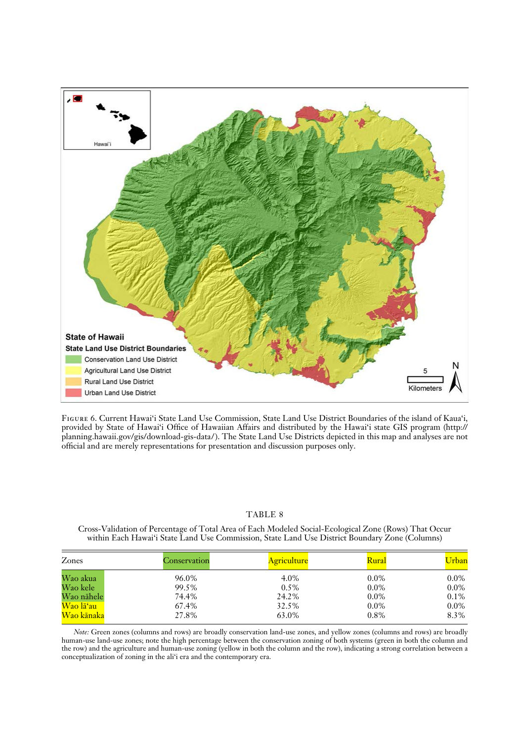Figure 6. Current Hawai'i State Land Use Commission, State Land Use District Boundaries of the island of Kaua'i, provided by State of Hawai'i Office of Hawaiian Affairs and distributed by the Hawai'i state GIS program (http://planning.hawaii.gov/gis/download-gis-data/). The State Land Use Districts depicted in this map and analyses are not official and are merely representations for presentation and discussion purposes only.

TABLE 8

Cross-Validation of Percentage of Total Area of Each Modeled Social-Ecological Zone (Rows) That Occur within Each Hawai'i State Land Use Commission, State Land Use District Boundary Zone (Columns)

| Zones | Conservation | Agriculture | Rural | Urban |
|---|---|---|---|---|
| Wao akua | 96.0% | 4.0% | 0.0% | 0.0% |
| Wao kele | 99.5% | 0.5% | 0.0% | 0.0% |
| Wao nāhele | 74.4% | 24.2% | 0.0% | 0.1% |
| Wao lā'au | 67.4% | 32.5% | 0.0% | 0.0% |
| Wao kānaka | 27.8% | 63.0% | 0.8% | 8.3% |

*Note:* Green zones (columns and rows) are broadly conservation land-use zones, and yellow zones (columns and rows) are broadly human-use land-use zones; note the high percentage between the conservation zoning of both systems (green in both the column and the row) and the agriculture and human-use zoning (yellow in both the column and the row), indicating a strong correlation between a conceptualization of zoning in the ali'i era and the contemporary era.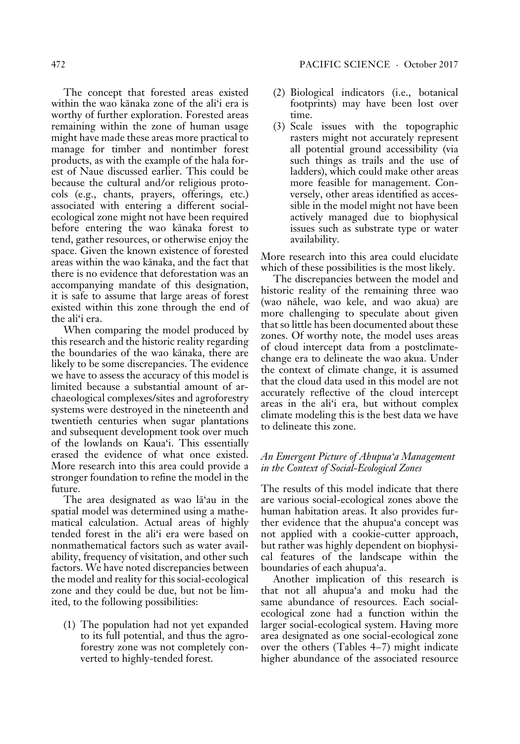The concept that forested areas existed within the wao kānaka zone of the aliʻi era is worthy of further exploration. Forested areas remaining within the zone of human usage might have made these areas more practical to manage for timber and nontimber forest products, as with the example of the hala forest of Naue discussed earlier. This could be because the cultural and/or religious protocols (e.g., chants, prayers, offerings, etc.) associated with entering a different social-ecological zone might not have been required before entering the wao kānaka forest to tend, gather resources, or otherwise enjoy the space. Given the known existence of forested areas within the wao kānaka, and the fact that there is no evidence that deforestation was an accompanying mandate of this designation, it is safe to assume that large areas of forest existed within this zone through the end of the aliʻi era.

When comparing the model produced by this research and the historic reality regarding the boundaries of the wao kānaka, there are likely to be some discrepancies. The evidence we have to assess the accuracy of this model is limited because a substantial amount of archaeological complexes/sites and agroforestry systems were destroyed in the nineteenth and twentieth centuries when sugar plantations and subsequent development took over much of the lowlands on Kauaʻi. This essentially erased the evidence of what once existed. More research into this area could provide a stronger foundation to refine the model in the future.

The area designated as wao lāʻau in the spatial model was determined using a mathematical calculation. Actual areas of highly tended forest in the aliʻi era were based on nonmathematical factors such as water availability, frequency of visitation, and other such factors. We have noted discrepancies between the model and reality for this social-ecological zone and they could be due, but not be limited, to the following possibilities:

(1) The population had not yet expanded to its full potential, and thus the agroforestry zone was not completely converted to highly-tended forest.
(2) Biological indicators (i.e., botanical footprints) may have been lost over time.
(3) Scale issues with the topographic rasters might not accurately represent all potential ground accessibility (via such things as trails and the use of ladders), which could make other areas more feasible for management. Conversely, other areas identified as accessible in the model might not have been actively managed due to biophysical issues such as substrate type or water availability.

More research into this area could elucidate which of these possibilities is the most likely.

The discrepancies between the model and historic reality of the remaining three wao (wao nāhele, wao kele, and wao akua) are more challenging to speculate about given that so little has been documented about these zones. Of worthy note, the model uses areas of cloud intercept data from a postclimate-change era to delineate the wao akua. Under the context of climate change, it is assumed that the cloud data used in this model are not accurately reflective of the cloud intercept areas in the aliʻi era, but without complex climate modeling this is the best data we have to delineate this zone.

### *An Emergent Picture of Ahupuaʻa Management in the Context of Social-Ecological Zones*

The results of this model indicate that there are various social-ecological zones above the human habitation areas. It also provides further evidence that the ahupuaʻa concept was not applied with a cookie-cutter approach, but rather was highly dependent on biophysical features of the landscape within the boundaries of each ahupuaʻa.

Another implication of this research is that not all ahupuaʻa and moku had the same abundance of resources. Each social-ecological zone had a function within the larger social-ecological system. Having more area designated as one social-ecological zone over the others (Tables 4–7) might indicate higher abundance of the associated resource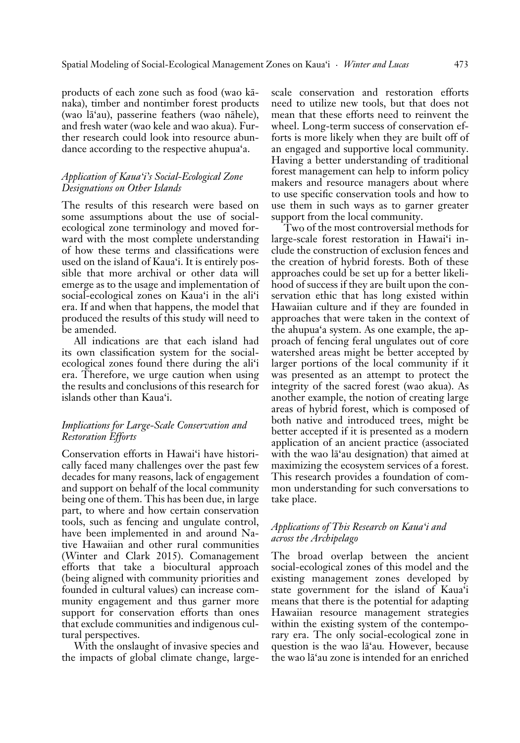products of each zone such as food (wao kānaka), timber and nontimber forest products (wao lāʻau), passerine feathers (wao nāhele), and fresh water (wao kele and wao akua). Further research could look into resource abundance according to the respective ahupuaʻa.

### *Application of Kauaʻi's Social-Ecological Zone Designations on Other Islands*

The results of this research were based on some assumptions about the use of social-ecological zone terminology and moved forward with the most complete understanding of how these terms and classifications were used on the island of Kauaʻi. It is entirely possible that more archival or other data will emerge as to the usage and implementation of social-ecological zones on Kauaʻi in the aliʻi era. If and when that happens, the model that produced the results of this study will need to be amended.

All indications are that each island had its own classification system for the social-ecological zones found there during the aliʻi era. Therefore, we urge caution when using the results and conclusions of this research for islands other than Kauaʻi.

### *Implications for Large-Scale Conservation and Restoration Efforts*

Conservation efforts in Hawaiʻi have historically faced many challenges over the past few decades for many reasons, lack of engagement and support on behalf of the local community being one of them. This has been due, in large part, to where and how certain conservation tools, such as fencing and ungulate control, have been implemented in and around Native Hawaiian and other rural communities (Winter and Clark 2015). Comanagement efforts that take a biocultural approach (being aligned with community priorities and founded in cultural values) can increase community engagement and thus garner more support for conservation efforts than ones that exclude communities and indigenous cultural perspectives.

With the onslaught of invasive species and the impacts of global climate change, large-scale conservation and restoration efforts need to utilize new tools, but that does not mean that these efforts need to reinvent the wheel. Long-term success of conservation efforts is more likely when they are built off of an engaged and supportive local community. Having a better understanding of traditional forest management can help to inform policy makers and resource managers about where to use specific conservation tools and how to use them in such ways as to garner greater support from the local community.

Two of the most controversial methods for large-scale forest restoration in Hawaiʻi include the construction of exclusion fences and the creation of hybrid forests. Both of these approaches could be set up for a better likelihood of success if they are built upon the conservation ethic that has long existed within Hawaiian culture and if they are founded in approaches that were taken in the context of the ahupuaʻa system. As one example, the approach of fencing feral ungulates out of core watershed areas might be better accepted by larger portions of the local community if it was presented as an attempt to protect the integrity of the sacred forest (wao akua). As another example, the notion of creating large areas of hybrid forest, which is composed of both native and introduced trees, might be better accepted if it is presented as a modern application of an ancient practice (associated with the wao lāʻau designation) that aimed at maximizing the ecosystem services of a forest. This research provides a foundation of common understanding for such conversations to take place.

### *Applications of This Research on Kauaʻi and across the Archipelago*

The broad overlap between the ancient social-ecological zones of this model and the existing management zones developed by state government for the island of Kauaʻi means that there is the potential for adapting Hawaiian resource management strategies within the existing system of the contemporary era. The only social-ecological zone in question is the wao lāʻau. However, because the wao lāʻau zone is intended for an enriched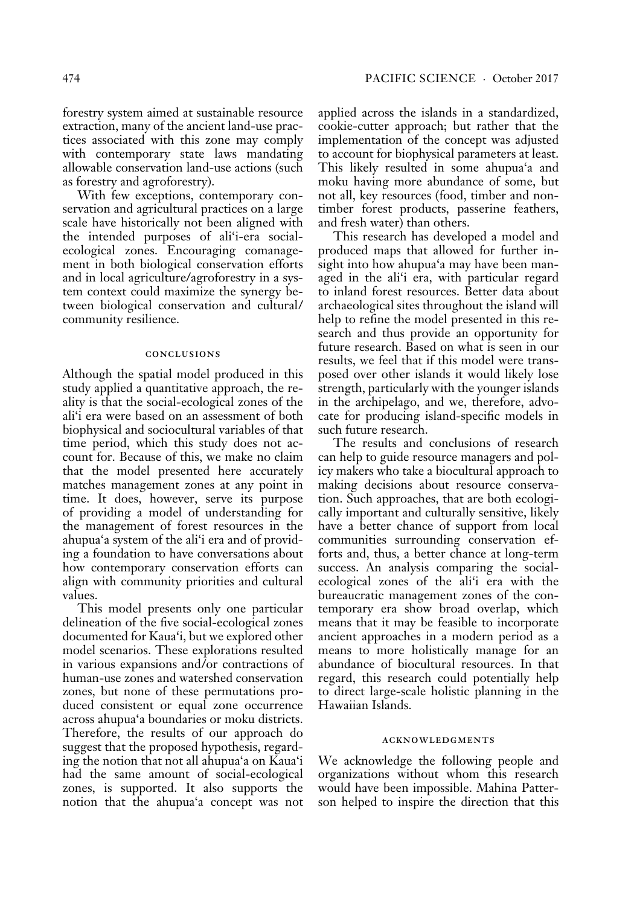forestry system aimed at sustainable resource extraction, many of the ancient land-use practices associated with this zone may comply with contemporary state laws mandating allowable conservation land-use actions (such as forestry and agroforestry).

With few exceptions, contemporary conservation and agricultural practices on a large scale have historically not been aligned with the intended purposes of ali'i-era social-ecological zones. Encouraging comanagement in both biological conservation efforts and in local agriculture/agroforestry in a system context could maximize the synergy between biological conservation and cultural/community resilience.

## CONCLUSIONS

Although the spatial model produced in this study applied a quantitative approach, the reality is that the social-ecological zones of the ali'i era were based on an assessment of both biophysical and sociocultural variables of that time period, which this study does not account for. Because of this, we make no claim that the model presented here accurately matches management zones at any point in time. It does, however, serve its purpose of providing a model of understanding for the management of forest resources in the ahupua'a system of the ali'i era and of providing a foundation to have conversations about how contemporary conservation efforts can align with community priorities and cultural values.

This model presents only one particular delineation of the five social-ecological zones documented for Kaua'i, but we explored other model scenarios. These explorations resulted in various expansions and/or contractions of human-use zones and watershed conservation zones, but none of these permutations produced consistent or equal zone occurrence across ahupua'a boundaries or moku districts. Therefore, the results of our approach do suggest that the proposed hypothesis, regarding the notion that not all ahupua'a on Kaua'i had the same amount of social-ecological zones, is supported. It also supports the notion that the ahupua'a concept was not applied across the islands in a standardized, cookie-cutter approach; but rather that the implementation of the concept was adjusted to account for biophysical parameters at least. This likely resulted in some ahupua'a and moku having more abundance of some, but not all, key resources (food, timber and non-timber forest products, passerine feathers, and fresh water) than others.

This research has developed a model and produced maps that allowed for further insight into how ahupua'a may have been managed in the ali'i era, with particular regard to inland forest resources. Better data about archaeological sites throughout the island will help to refine the model presented in this research and thus provide an opportunity for future research. Based on what is seen in our results, we feel that if this model were transposed over other islands it would likely lose strength, particularly with the younger islands in the archipelago, and we, therefore, advocate for producing island-specific models in such future research.

The results and conclusions of research can help to guide resource managers and policy makers who take a biocultural approach to making decisions about resource conservation. Such approaches, that are both ecologically important and culturally sensitive, likely have a better chance of support from local communities surrounding conservation efforts and, thus, a better chance at long-term success. An analysis comparing the social-ecological zones of the ali'i era with the bureaucratic management zones of the contemporary era show broad overlap, which means that it may be feasible to incorporate ancient approaches in a modern period as a means to more holistically manage for an abundance of biocultural resources. In that regard, this research could potentially help to direct large-scale holistic planning in the Hawaiian Islands.

## ACKNOWLEDGMENTS

We acknowledge the following people and organizations without whom this research would have been impossible. Mahina Patterson helped to inspire the direction that this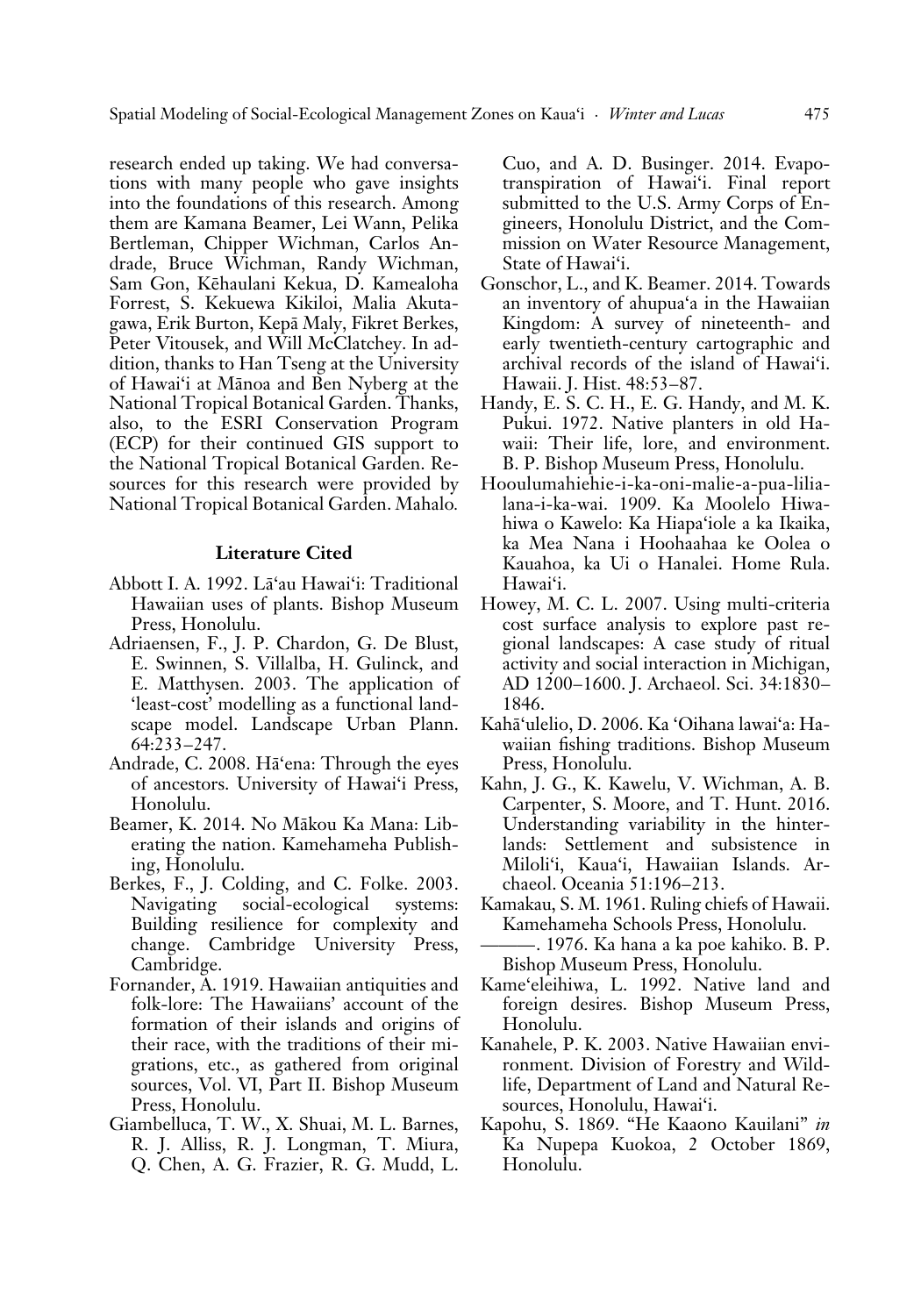research ended up taking. We had conversations with many people who gave insights into the foundations of this research. Among them are Kamana Beamer, Lei Wann, Pelika Bertleman, Chipper Wichman, Carlos Andrade, Bruce Wichman, Randy Wichman, Sam Gon, Kēhaulani Kekua, D. Kamealoha Forrest, S. Kekuewa Kikiloi, Malia Akutagawa, Erik Burton, Kepā Maly, Fikret Berkes, Peter Vitousek, and Will McClatchey. In addition, thanks to Han Tseng at the University of Hawai'i at Mānoa and Ben Nyberg at the National Tropical Botanical Garden. Thanks, also, to the ESRI Conservation Program (ECP) for their continued GIS support to the National Tropical Botanical Garden. Resources for this research were provided by National Tropical Botanical Garden. Mahalo.

## Literature Cited

Abbott I. A. 1992. Lā'au Hawai'i: Traditional Hawaiian uses of plants. Bishop Museum Press, Honolulu.

Adriaensen, F., J. P. Chardon, G. De Blust, E. Swinnen, S. Villalba, H. Gulinck, and E. Matthysen. 2003. The application of 'least-cost' modelling as a functional landscape model. Landscape Urban Plann. 64:233–247.

Andrade, C. 2008. Hā'ena: Through the eyes of ancestors. University of Hawai'i Press, Honolulu.

Beamer, K. 2014. No Mākou Ka Mana: Liberating the nation. Kamehameha Publishing, Honolulu.

Berkes, F., J. Colding, and C. Folke. 2003. Navigating social-ecological systems: Building resilience for complexity and change. Cambridge University Press, Cambridge.

Fornander, A. 1919. Hawaiian antiquities and folk-lore: The Hawaiians' account of the formation of their islands and origins of their race, with the traditions of their migrations, etc., as gathered from original sources, Vol. VI, Part II. Bishop Museum Press, Honolulu.

Giambelluca, T. W., X. Shuai, M. L. Barnes, R. J. Alliss, R. J. Longman, T. Miura, Q. Chen, A. G. Frazier, R. G. Mudd, L. Cuo, and A. D. Businger. 2014. Evapotranspiration of Hawai'i. Final report submitted to the U.S. Army Corps of Engineers, Honolulu District, and the Commission on Water Resource Management, State of Hawai'i.

Gonschor, L., and K. Beamer. 2014. Towards an inventory of ahupua'a in the Hawaiian Kingdom: A survey of nineteenth- and early twentieth-century cartographic and archival records of the island of Hawai'i. Hawaii. J. Hist. 48:53–87.

Handy, E. S. C. H., E. G. Handy, and M. K. Pukui. 1972. Native planters in old Hawaii: Their life, lore, and environment. B. P. Bishop Museum Press, Honolulu.

Hooulumahiehie-i-ka-oni-malie-a-pua-lilialana-i-ka-wai. 1909. Ka Moolelo Hiwahiwa o Kawelo: Ka Hiapa'iole a ka Ikaika, ka Mea Nana i Hoohaahaa ke Oolea o Kauahoa, ka Ui o Hanalei. Home Rula. Hawai'i.

Howey, M. C. L. 2007. Using multi-criteria cost surface analysis to explore past regional landscapes: A case study of ritual activity and social interaction in Michigan, AD 1200–1600. J. Archaeol. Sci. 34:1830–1846.

Kahā'ulelio, D. 2006. Ka 'Oihana lawai'a: Hawaiian fishing traditions. Bishop Museum Press, Honolulu.

Kahn, J. G., K. Kawelu, V. Wichman, A. B. Carpenter, S. Moore, and T. Hunt. 2016. Understanding variability in the hinterlands: Settlement and subsistence in Miloli'i, Kaua'i, Hawaiian Islands. Archaeol. Oceania 51:196–213.

Kamakau, S. M. 1961. Ruling chiefs of Hawaii. Kamehameha Schools Press, Honolulu.

———. 1976. Ka hana a ka poe kahiko. B. P. Bishop Museum Press, Honolulu.

Kame'eleihiwa, L. 1992. Native land and foreign desires. Bishop Museum Press, Honolulu.

Kanahele, P. K. 2003. Native Hawaiian environment. Division of Forestry and Wildlife, Department of Land and Natural Resources, Honolulu, Hawai'i.

Kapohu, S. 1869. "He Kaaono Kauilani" *in* Ka Nupepa Kuokoa, 2 October 1869, Honolulu.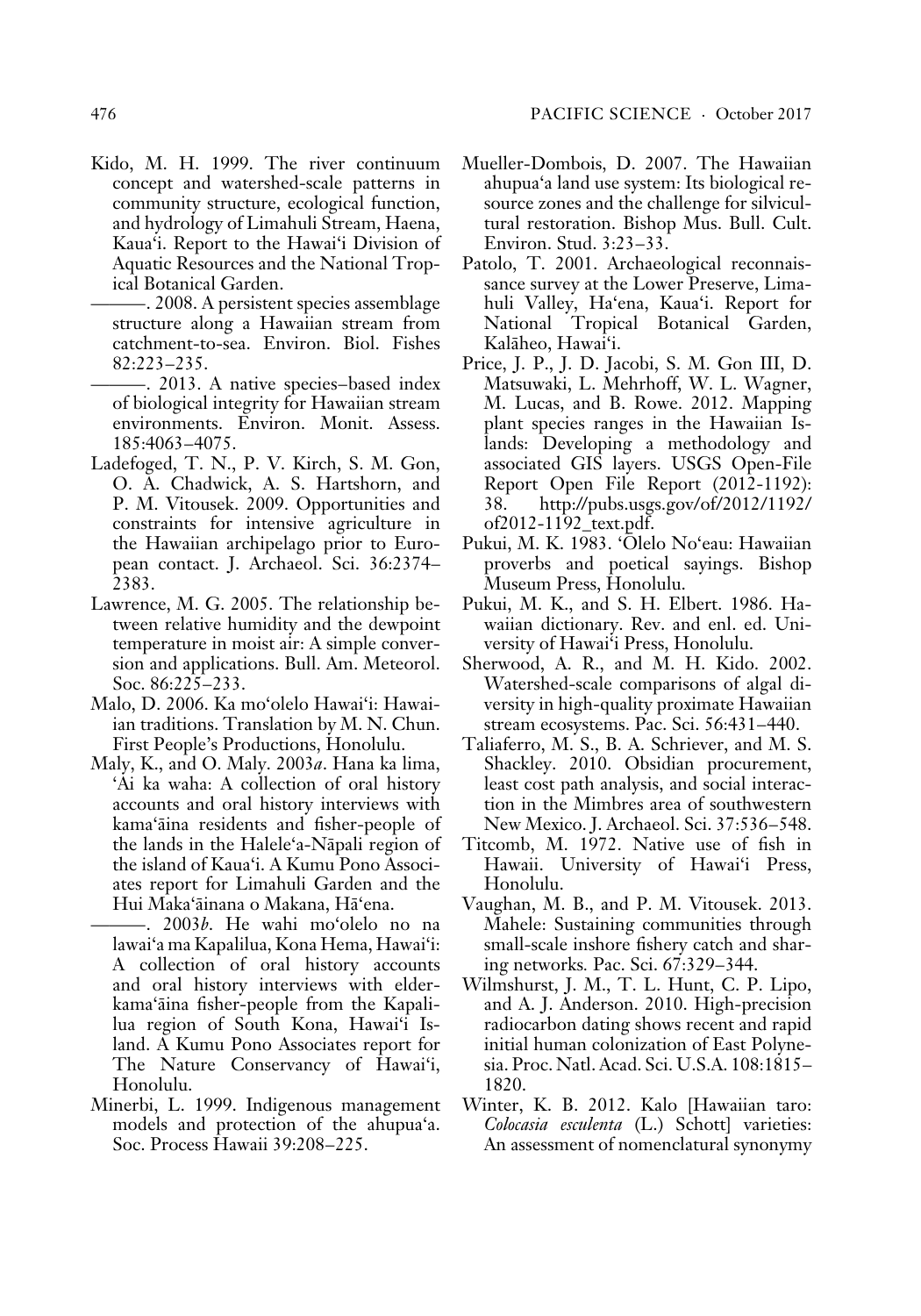Kido, M. H. 1999. The river continuum concept and watershed-scale patterns in community structure, ecological function, and hydrology of Limahuli Stream, Haena, Kauaʻi. Report to the Hawaiʻi Division of Aquatic Resources and the National Tropical Botanical Garden.

———. 2008. A persistent species assemblage structure along a Hawaiian stream from catchment-to-sea. Environ. Biol. Fishes 82:223–235.

———. 2013. A native species–based index of biological integrity for Hawaiian stream environments. Environ. Monit. Assess. 185:4063–4075.

Ladefoged, T. N., P. V. Kirch, S. M. Gon, O. A. Chadwick, A. S. Hartshorn, and P. M. Vitousek. 2009. Opportunities and constraints for intensive agriculture in the Hawaiian archipelago prior to European contact. J. Archaeol. Sci. 36:2374–2383.

Lawrence, M. G. 2005. The relationship between relative humidity and the dewpoint temperature in moist air: A simple conversion and applications. Bull. Am. Meteorol. Soc. 86:225–233.

Malo, D. 2006. Ka moʻolelo Hawaiʻi: Hawaiian traditions. Translation by M. N. Chun. First People's Productions, Honolulu.

Maly, K., and O. Maly. 2003*a*. Hana ka lima, ʻAi ka waha: A collection of oral history accounts and oral history interviews with kamaʻāina residents and fisher-people of the lands in the Haleleʻa-Nāpali region of the island of Kauaʻi. A Kumu Pono Associates report for Limahuli Garden and the Hui Makaʻāinana o Makana, Hāʻena.

———. 2003*b*. He wahi moʻolelo no na lawaiʻa ma Kapalilua, Kona Hema, Hawaiʻi: A collection of oral history accounts and oral history interviews with elder-kamaʻāina fisher-people from the Kapalilua region of South Kona, Hawaiʻi Island. A Kumu Pono Associates report for The Nature Conservancy of Hawaiʻi, Honolulu.

Minerbi, L. 1999. Indigenous management models and protection of the ahupuaʻa. Soc. Process Hawaii 39:208–225.

Mueller-Dombois, D. 2007. The Hawaiian ahupuaʻa land use system: Its biological resource zones and the challenge for silvicultural restoration. Bishop Mus. Bull. Cult. Environ. Stud. 3:23–33.

Patolo, T. 2001. Archaeological reconnaissance survey at the Lower Preserve, Limahuli Valley, Haʻena, Kauaʻi. Report for National Tropical Botanical Garden, Kalāheo, Hawaiʻi.

Price, J. P., J. D. Jacobi, S. M. Gon III, D. Matsuwaki, L. Mehrhoff, W. L. Wagner, M. Lucas, and B. Rowe. 2012. Mapping plant species ranges in the Hawaiian Islands: Developing a methodology and associated GIS layers. USGS Open-File Report Open File Report (2012-1192): 38. http://pubs.usgs.gov/of/2012/1192/of2012-1192_text.pdf.

Pukui, M. K. 1983. ʻŌlelo Noʻeau: Hawaiian proverbs and poetical sayings. Bishop Museum Press, Honolulu.

Pukui, M. K., and S. H. Elbert. 1986. Hawaiian dictionary. Rev. and enl. ed. University of Hawaiʻi Press, Honolulu.

Sherwood, A. R., and M. H. Kido. 2002. Watershed-scale comparisons of algal diversity in high-quality proximate Hawaiian stream ecosystems. Pac. Sci. 56:431–440.

Taliaferro, M. S., B. A. Schriever, and M. S. Shackley. 2010. Obsidian procurement, least cost path analysis, and social interaction in the Mimbres area of southwestern New Mexico. J. Archaeol. Sci. 37:536–548.

Titcomb, M. 1972. Native use of fish in Hawaii. University of Hawaiʻi Press, Honolulu.

Vaughan, M. B., and P. M. Vitousek. 2013. Mahele: Sustaining communities through small-scale inshore fishery catch and sharing networks. Pac. Sci. 67:329–344.

Wilmshurst, J. M., T. L. Hunt, C. P. Lipo, and A. J. Anderson. 2010. High-precision radiocarbon dating shows recent and rapid initial human colonization of East Polynesia. Proc. Natl. Acad. Sci. U.S.A. 108:1815–1820.

Winter, K. B. 2012. Kalo [Hawaiian taro: *Colocasia esculenta* (L.) Schott] varieties: An assessment of nomenclatural synonymy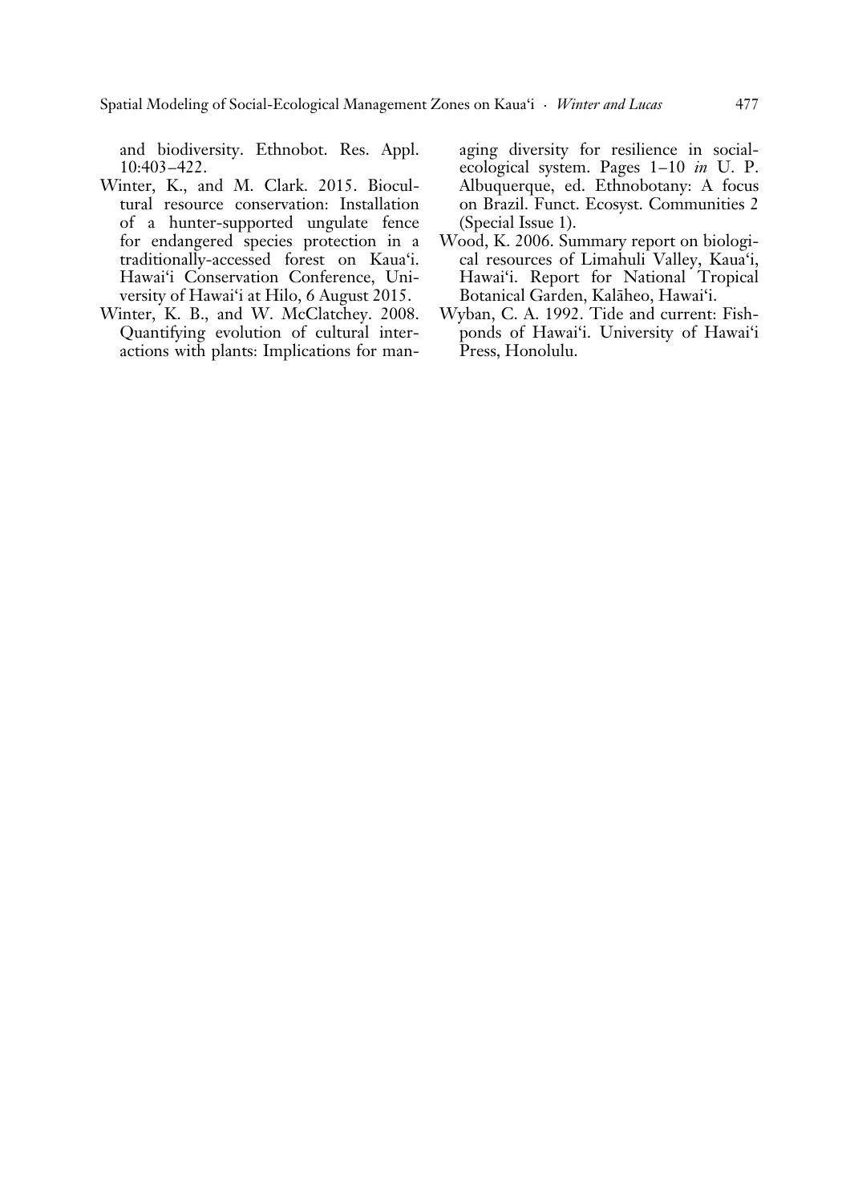and biodiversity. Ethnobot. Res. Appl. 10:403–422.

Winter, K., and M. Clark. 2015. Biocultural resource conservation: Installation of a hunter-supported ungulate fence for endangered species protection in a traditionally-accessed forest on Kaua'i. Hawai'i Conservation Conference, University of Hawai'i at Hilo, 6 August 2015.

Winter, K. B., and W. McClatchey. 2008. Quantifying evolution of cultural interactions with plants: Implications for managing diversity for resilience in social-ecological system. Pages 1–10 *in* U. P. Albuquerque, ed. Ethnobotany: A focus on Brazil. Funct. Ecosyst. Communities 2 (Special Issue 1).

Wood, K. 2006. Summary report on biological resources of Limahuli Valley, Kaua'i, Hawai'i. Report for National Tropical Botanical Garden, Kalāheo, Hawai'i.

Wyban, C. A. 1992. Tide and current: Fishponds of Hawai'i. University of Hawai'i Press, Honolulu.